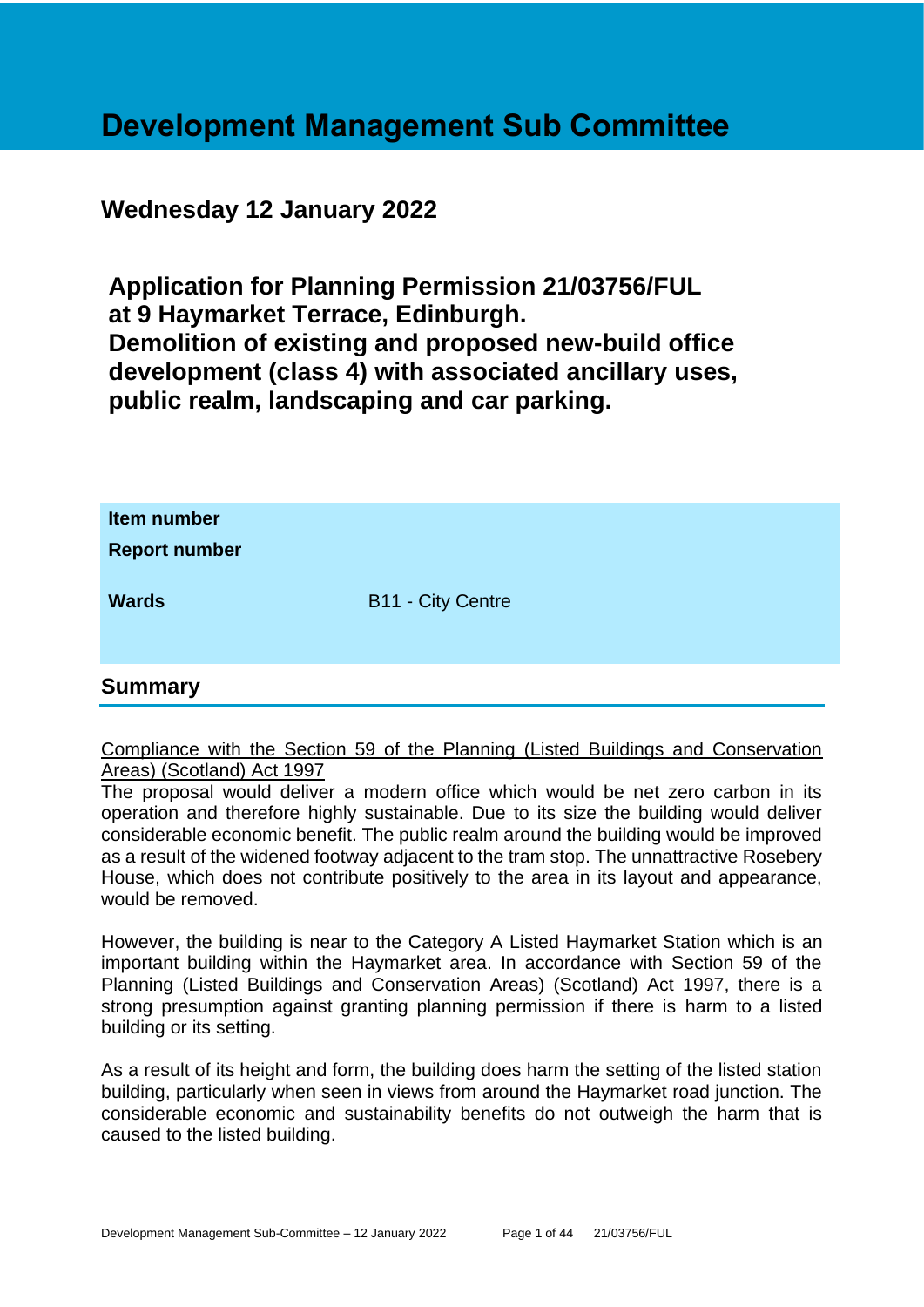# Development Management Sub Committee

## Wednesday 12 January 2022

## Application for Planning Permission 21/03756/FUL at 9 Haymarket Terrace, Edinburgh. Demolition of existing and proposed new-build office development (class 4) with associated ancillary uses, public realm, landscaping and car parking.

| | |
|---|---|
| **Item number** | |
| **Report number** | |
| **Wards** | B11 - City Centre |

## Summary

Compliance with the Section 59 of the Planning (Listed Buildings and Conservation Areas) (Scotland) Act 1997

The proposal would deliver a modern office which would be net zero carbon in its operation and therefore highly sustainable. Due to its size the building would deliver considerable economic benefit. The public realm around the building would be improved as a result of the widened footway adjacent to the tram stop. The unattractive Rosebery House, which does not contribute positively to the area in its layout and appearance, would be removed.

However, the building is near to the Category A Listed Haymarket Station which is an important building within the Haymarket area. In accordance with Section 59 of the Planning (Listed Buildings and Conservation Areas) (Scotland) Act 1997, there is a strong presumption against granting planning permission if there is harm to a listed building or its setting.

As a result of its height and form, the building does harm the setting of the listed station building, particularly when seen in views from around the Haymarket road junction. The considerable economic and sustainability benefits do not outweigh the harm that is caused to the listed building.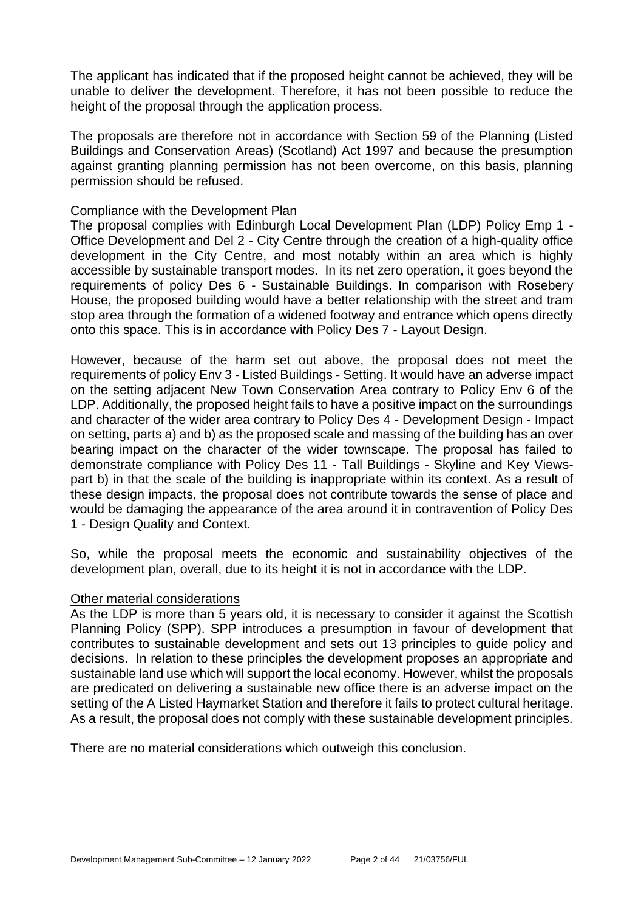The applicant has indicated that if the proposed height cannot be achieved, they will be unable to deliver the development. Therefore, it has not been possible to reduce the height of the proposal through the application process.

The proposals are therefore not in accordance with Section 59 of the Planning (Listed Buildings and Conservation Areas) (Scotland) Act 1997 and because the presumption against granting planning permission has not been overcome, on this basis, planning permission should be refused.

### Compliance with the Development Plan

The proposal complies with Edinburgh Local Development Plan (LDP) Policy Emp 1 - Office Development and Del 2 - City Centre through the creation of a high-quality office development in the City Centre, and most notably within an area which is highly accessible by sustainable transport modes. In its net zero operation, it goes beyond the requirements of policy Des 6 - Sustainable Buildings. In comparison with Rosebery House, the proposed building would have a better relationship with the street and tram stop area through the formation of a widened footway and entrance which opens directly onto this space. This is in accordance with Policy Des 7 - Layout Design.

However, because of the harm set out above, the proposal does not meet the requirements of policy Env 3 - Listed Buildings - Setting. It would have an adverse impact on the setting adjacent New Town Conservation Area contrary to Policy Env 6 of the LDP. Additionally, the proposed height fails to have a positive impact on the surroundings and character of the wider area contrary to Policy Des 4 - Development Design - Impact on setting, parts a) and b) as the proposed scale and massing of the building has an over bearing impact on the character of the wider townscape. The proposal has failed to demonstrate compliance with Policy Des 11 - Tall Buildings - Skyline and Key Views- part b) in that the scale of the building is inappropriate within its context. As a result of these design impacts, the proposal does not contribute towards the sense of place and would be damaging the appearance of the area around it in contravention of Policy Des 1 - Design Quality and Context.

So, while the proposal meets the economic and sustainability objectives of the development plan, overall, due to its height it is not in accordance with the LDP.

### Other material considerations

As the LDP is more than 5 years old, it is necessary to consider it against the Scottish Planning Policy (SPP). SPP introduces a presumption in favour of development that contributes to sustainable development and sets out 13 principles to guide policy and decisions. In relation to these principles the development proposes an appropriate and sustainable land use which will support the local economy. However, whilst the proposals are predicated on delivering a sustainable new office there is an adverse impact on the setting of the A Listed Haymarket Station and therefore it fails to protect cultural heritage. As a result, the proposal does not comply with these sustainable development principles.

There are no material considerations which outweigh this conclusion.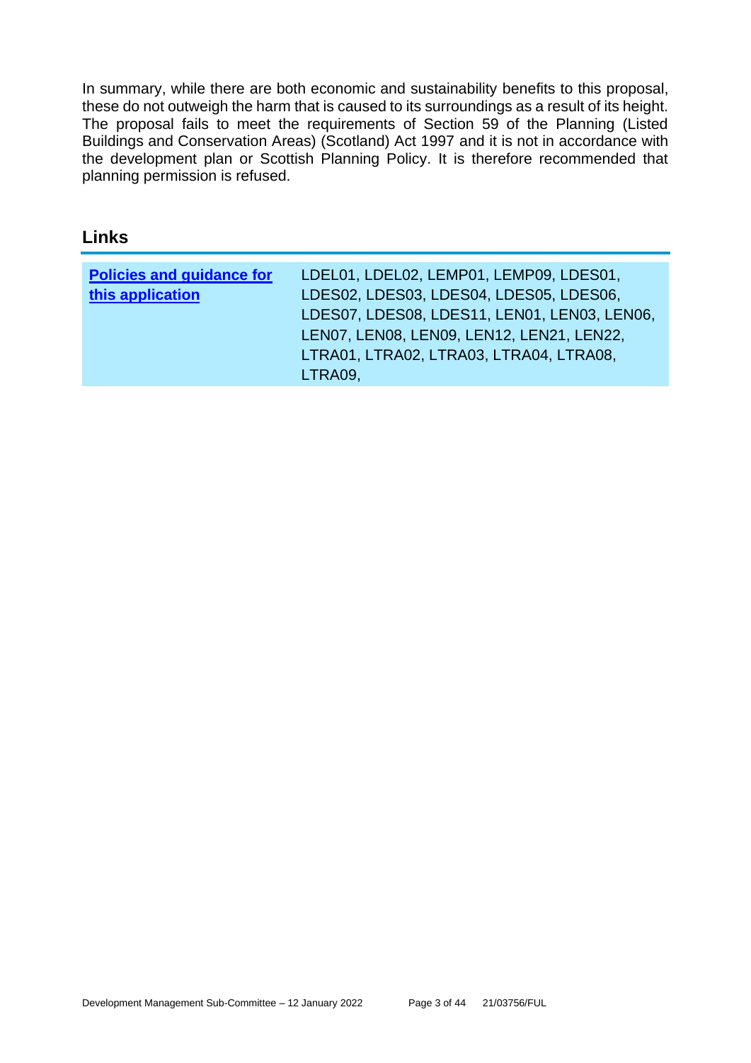In summary, while there are both economic and sustainability benefits to this proposal, these do not outweigh the harm that is caused to its surroundings as a result of its height. The proposal fails to meet the requirements of Section 59 of the Planning (Listed Buildings and Conservation Areas) (Scotland) Act 1997 and it is not in accordance with the development plan or Scottish Planning Policy. It is therefore recommended that planning permission is refused.

## Links

| **Policies and guidance for this application** | LDEL01, LDEL02, LEMP01, LEMP09, LDES01, LDES02, LDES03, LDES04, LDES05, LDES06, LDES07, LDES08, LDES11, LEN01, LEN03, LEN06, LEN07, LEN08, LEN09, LEN12, LEN21, LEN22, LTRA01, LTRA02, LTRA03, LTRA04, LTRA08, LTRA09, |
|---|---|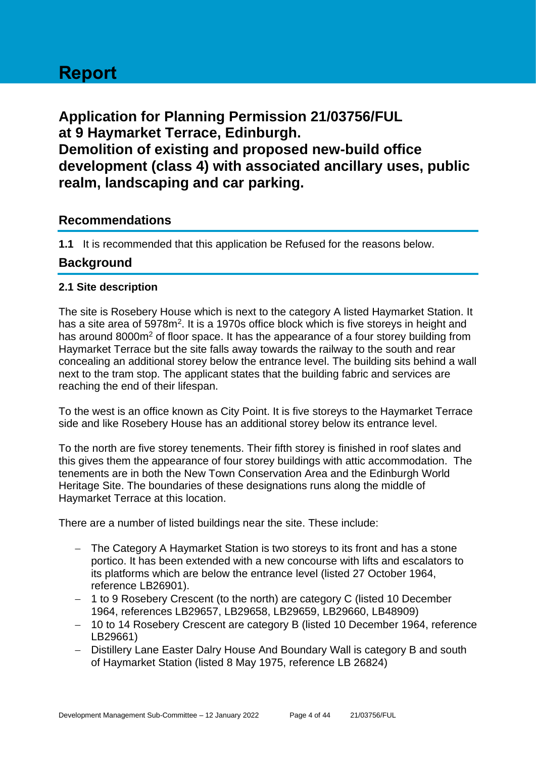# Report

## Application for Planning Permission 21/03756/FUL at 9 Haymarket Terrace, Edinburgh. Demolition of existing and proposed new-build office development (class 4) with associated ancillary uses, public realm, landscaping and car parking.

## Recommendations

**1.1** It is recommended that this application be Refused for the reasons below.

## Background

### 2.1 Site description

The site is Rosebery House which is next to the category A listed Haymarket Station. It has a site area of 5978m$^2$. It is a 1970s office block which is five storeys in height and has around 8000m$^2$ of floor space. It has the appearance of a four storey building from Haymarket Terrace but the site falls away towards the railway to the south and rear concealing an additional storey below the entrance level. The building sits behind a wall next to the tram stop. The applicant states that the building fabric and services are reaching the end of their lifespan.

To the west is an office known as City Point. It is five storeys to the Haymarket Terrace side and like Rosebery House has an additional storey below its entrance level.

To the north are five storey tenements. Their fifth storey is finished in roof slates and this gives them the appearance of four storey buildings with attic accommodation. The tenements are in both the New Town Conservation Area and the Edinburgh World Heritage Site. The boundaries of these designations runs along the middle of Haymarket Terrace at this location.

There are a number of listed buildings near the site. These include:

- The Category A Haymarket Station is two storeys to its front and has a stone portico. It has been extended with a new concourse with lifts and escalators to its platforms which are below the entrance level (listed 27 October 1964, reference LB26901).
- 1 to 9 Rosebery Crescent (to the north) are category C (listed 10 December 1964, references LB29657, LB29658, LB29659, LB29660, LB48909)
- 10 to 14 Rosebery Crescent are category B (listed 10 December 1964, reference LB29661)
- Distillery Lane Easter Dalry House And Boundary Wall is category B and south of Haymarket Station (listed 8 May 1975, reference LB 26824)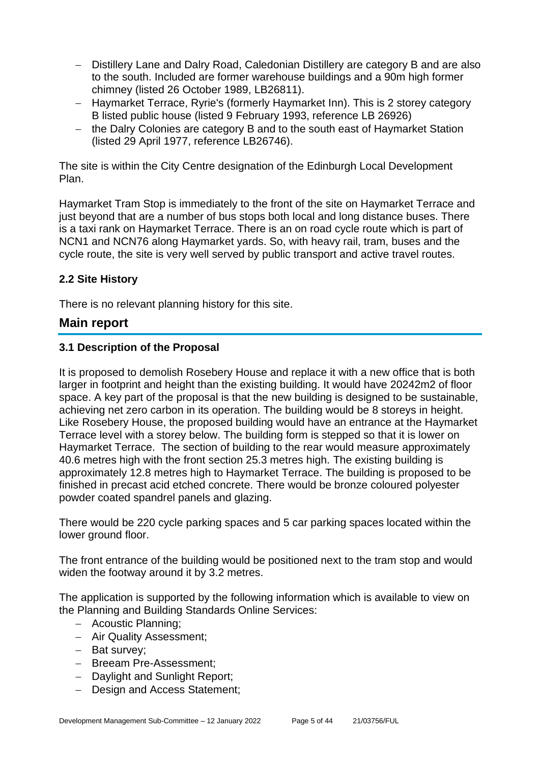- Distillery Lane and Dalry Road, Caledonian Distillery are category B and are also to the south. Included are former warehouse buildings and a 90m high former chimney (listed 26 October 1989, LB26811).
- Haymarket Terrace, Ryrie's (formerly Haymarket Inn). This is 2 storey category B listed public house (listed 9 February 1993, reference LB 26926)
- the Dalry Colonies are category B and to the south east of Haymarket Station (listed 29 April 1977, reference LB26746).

The site is within the City Centre designation of the Edinburgh Local Development Plan.

Haymarket Tram Stop is immediately to the front of the site on Haymarket Terrace and just beyond that are a number of bus stops both local and long distance buses. There is a taxi rank on Haymarket Terrace. There is an on road cycle route which is part of NCN1 and NCN76 along Haymarket yards. So, with heavy rail, tram, buses and the cycle route, the site is very well served by public transport and active travel routes.

### 2.2 Site History

There is no relevant planning history for this site.

## Main report

### 3.1 Description of the Proposal

It is proposed to demolish Rosebery House and replace it with a new office that is both larger in footprint and height than the existing building. It would have 20242m2 of floor space. A key part of the proposal is that the new building is designed to be sustainable, achieving net zero carbon in its operation. The building would be 8 storeys in height. Like Rosebery House, the proposed building would have an entrance at the Haymarket Terrace level with a storey below. The building form is stepped so that it is lower on Haymarket Terrace. The section of building to the rear would measure approximately 40.6 metres high with the front section 25.3 metres high. The existing building is approximately 12.8 metres high to Haymarket Terrace. The building is proposed to be finished in precast acid etched concrete. There would be bronze coloured polyester powder coated spandrel panels and glazing.

There would be 220 cycle parking spaces and 5 car parking spaces located within the lower ground floor.

The front entrance of the building would be positioned next to the tram stop and would widen the footway around it by 3.2 metres.

The application is supported by the following information which is available to view on the Planning and Building Standards Online Services:

- Acoustic Planning;
- Air Quality Assessment;
- Bat survey;
- Breeam Pre-Assessment;
- Daylight and Sunlight Report;
- Design and Access Statement;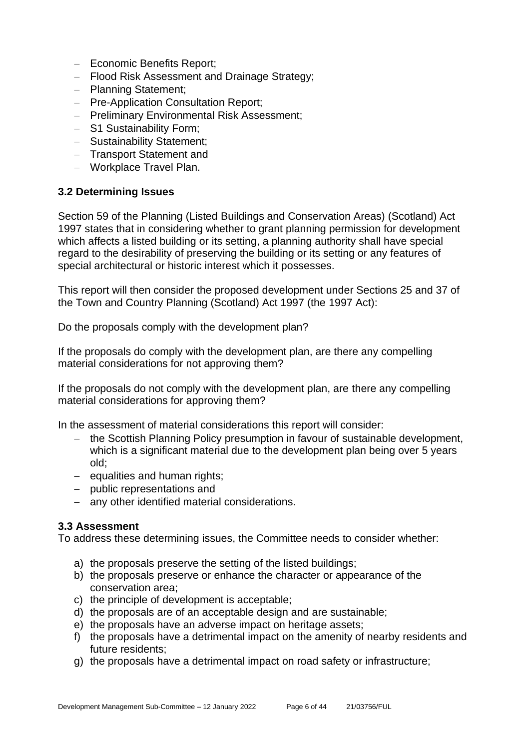- Economic Benefits Report;
- Flood Risk Assessment and Drainage Strategy;
- Planning Statement;
- Pre-Application Consultation Report;
- Preliminary Environmental Risk Assessment;
- S1 Sustainability Form;
- Sustainability Statement;
- Transport Statement and
- Workplace Travel Plan.

### 3.2 Determining Issues

Section 59 of the Planning (Listed Buildings and Conservation Areas) (Scotland) Act 1997 states that in considering whether to grant planning permission for development which affects a listed building or its setting, a planning authority shall have special regard to the desirability of preserving the building or its setting or any features of special architectural or historic interest which it possesses.

This report will then consider the proposed development under Sections 25 and 37 of the Town and Country Planning (Scotland) Act 1997 (the 1997 Act):

Do the proposals comply with the development plan?

If the proposals do comply with the development plan, are there any compelling material considerations for not approving them?

If the proposals do not comply with the development plan, are there any compelling material considerations for approving them?

In the assessment of material considerations this report will consider:

- the Scottish Planning Policy presumption in favour of sustainable development, which is a significant material due to the development plan being over 5 years old;
- equalities and human rights;
- public representations and
- any other identified material considerations.

### 3.3 Assessment

To address these determining issues, the Committee needs to consider whether:

a) the proposals preserve the setting of the listed buildings;
b) the proposals preserve or enhance the character or appearance of the conservation area;
c) the principle of development is acceptable;
d) the proposals are of an acceptable design and are sustainable;
e) the proposals have an adverse impact on heritage assets;
f) the proposals have a detrimental impact on the amenity of nearby residents and future residents;
g) the proposals have a detrimental impact on road safety or infrastructure;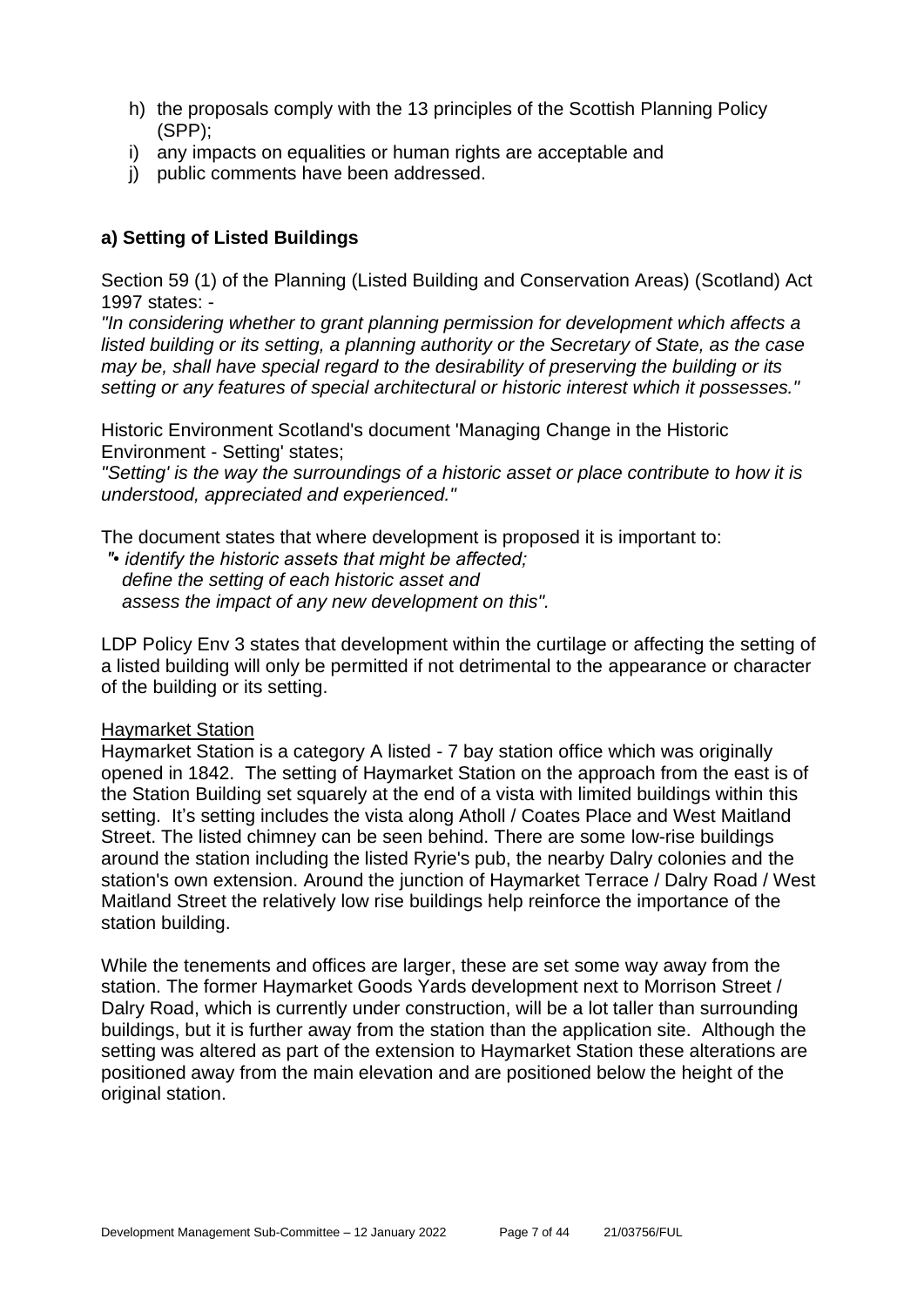h) the proposals comply with the 13 principles of the Scottish Planning Policy (SPP);
i) any impacts on equalities or human rights are acceptable and
j) public comments have been addressed.

### a) Setting of Listed Buildings

Section 59 (1) of the Planning (Listed Building and Conservation Areas) (Scotland) Act 1997 states: -

*"In considering whether to grant planning permission for development which affects a listed building or its setting, a planning authority or the Secretary of State, as the case may be, shall have special regard to the desirability of preserving the building or its setting or any features of special architectural or historic interest which it possesses."*

Historic Environment Scotland's document 'Managing Change in the Historic Environment - Setting' states;

*"'Setting' is the way the surroundings of a historic asset or place contribute to how it is understood, appreciated and experienced."*

The document states that where development is proposed it is important to:

*"• identify the historic assets that might be affected;*
*define the setting of each historic asset and*
*assess the impact of any new development on this".*

LDP Policy Env 3 states that development within the curtilage or affecting the setting of a listed building will only be permitted if not detrimental to the appearance or character of the building or its setting.

Haymarket Station

Haymarket Station is a category A listed - 7 bay station office which was originally opened in 1842. The setting of Haymarket Station on the approach from the east is of the Station Building set squarely at the end of a vista with limited buildings within this setting. It's setting includes the vista along Atholl / Coates Place and West Maitland Street. The listed chimney can be seen behind. There are some low-rise buildings around the station including the listed Ryrie's pub, the nearby Dalry colonies and the station's own extension. Around the junction of Haymarket Terrace / Dalry Road / West Maitland Street the relatively low rise buildings help reinforce the importance of the station building.

While the tenements and offices are larger, these are set some way away from the station. The former Haymarket Goods Yards development next to Morrison Street / Dalry Road, which is currently under construction, will be a lot taller than surrounding buildings, but it is further away from the station than the application site. Although the setting was altered as part of the extension to Haymarket Station these alterations are positioned away from the main elevation and are positioned below the height of the original station.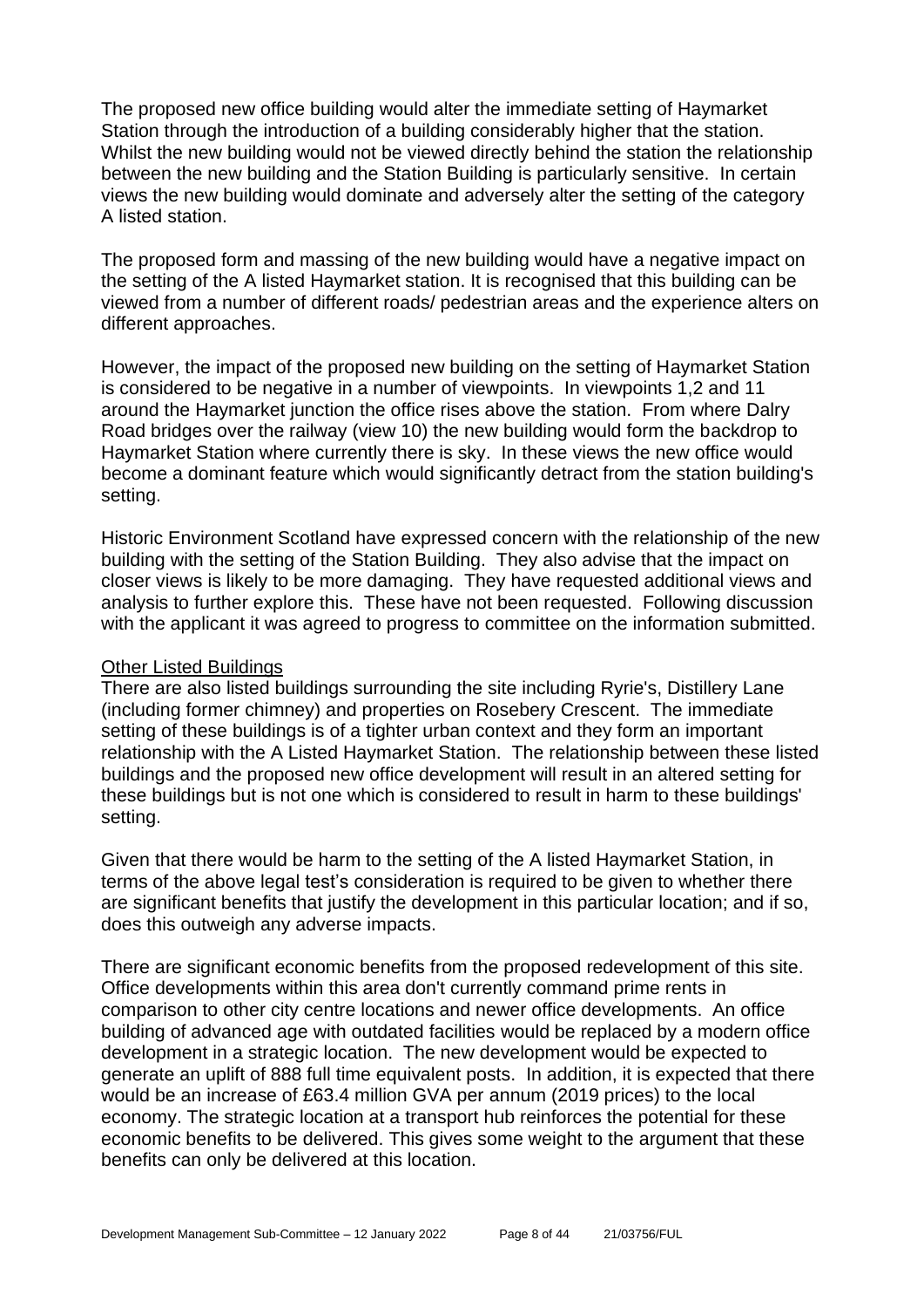The proposed new office building would alter the immediate setting of Haymarket Station through the introduction of a building considerably higher that the station. Whilst the new building would not be viewed directly behind the station the relationship between the new building and the Station Building is particularly sensitive. In certain views the new building would dominate and adversely alter the setting of the category A listed station.

The proposed form and massing of the new building would have a negative impact on the setting of the A listed Haymarket station. It is recognised that this building can be viewed from a number of different roads/ pedestrian areas and the experience alters on different approaches.

However, the impact of the proposed new building on the setting of Haymarket Station is considered to be negative in a number of viewpoints. In viewpoints 1,2 and 11 around the Haymarket junction the office rises above the station. From where Dalry Road bridges over the railway (view 10) the new building would form the backdrop to Haymarket Station where currently there is sky. In these views the new office would become a dominant feature which would significantly detract from the station building's setting.

Historic Environment Scotland have expressed concern with the relationship of the new building with the setting of the Station Building. They also advise that the impact on closer views is likely to be more damaging. They have requested additional views and analysis to further explore this. These have not been requested. Following discussion with the applicant it was agreed to progress to committee on the information submitted.

Other Listed Buildings

There are also listed buildings surrounding the site including Ryrie's, Distillery Lane (including former chimney) and properties on Rosebery Crescent. The immediate setting of these buildings is of a tighter urban context and they form an important relationship with the A Listed Haymarket Station. The relationship between these listed buildings and the proposed new office development will result in an altered setting for these buildings but is not one which is considered to result in harm to these buildings' setting.

Given that there would be harm to the setting of the A listed Haymarket Station, in terms of the above legal test's consideration is required to be given to whether there are significant benefits that justify the development in this particular location; and if so, does this outweigh any adverse impacts.

There are significant economic benefits from the proposed redevelopment of this site. Office developments within this area don't currently command prime rents in comparison to other city centre locations and newer office developments. An office building of advanced age with outdated facilities would be replaced by a modern office development in a strategic location. The new development would be expected to generate an uplift of 888 full time equivalent posts. In addition, it is expected that there would be an increase of £63.4 million GVA per annum (2019 prices) to the local economy. The strategic location at a transport hub reinforces the potential for these economic benefits to be delivered. This gives some weight to the argument that these benefits can only be delivered at this location.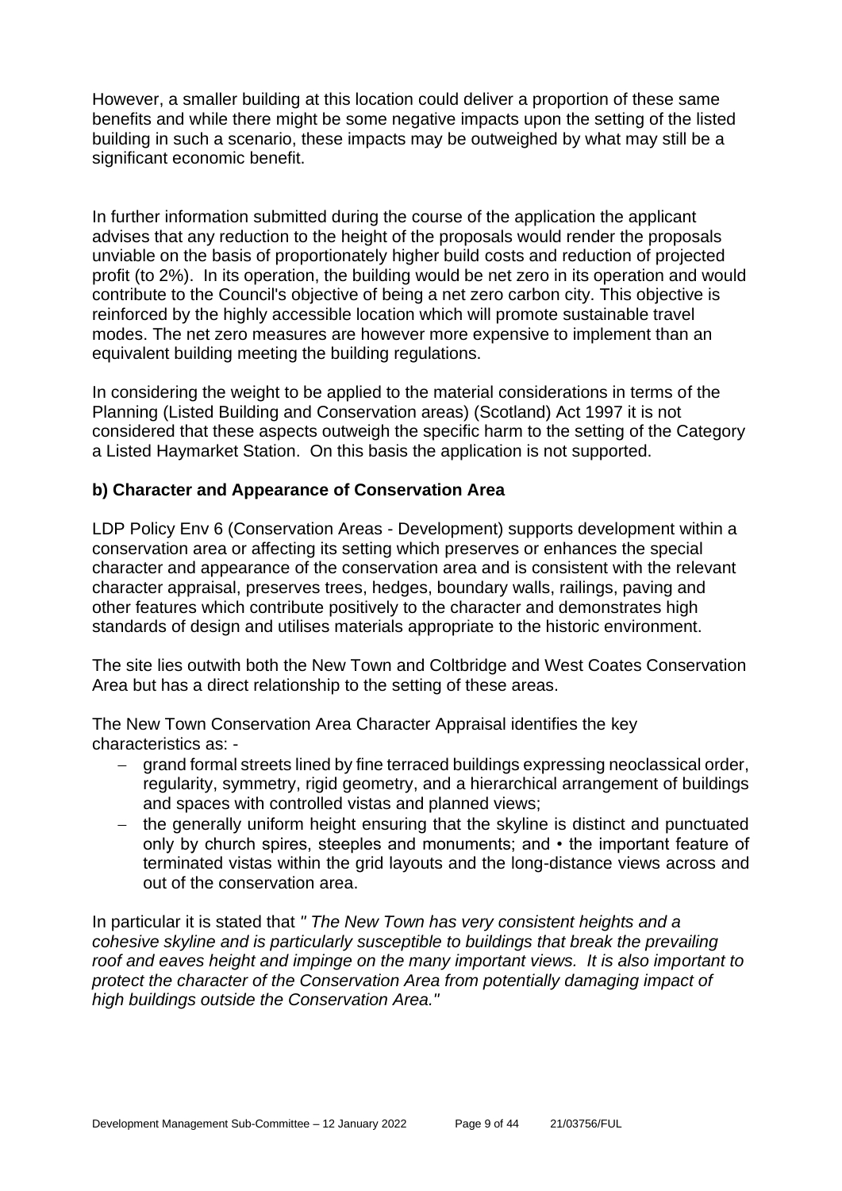However, a smaller building at this location could deliver a proportion of these same benefits and while there might be some negative impacts upon the setting of the listed building in such a scenario, these impacts may be outweighed by what may still be a significant economic benefit.

In further information submitted during the course of the application the applicant advises that any reduction to the height of the proposals would render the proposals unviable on the basis of proportionately higher build costs and reduction of projected profit (to 2%). In its operation, the building would be net zero in its operation and would contribute to the Council's objective of being a net zero carbon city. This objective is reinforced by the highly accessible location which will promote sustainable travel modes. The net zero measures are however more expensive to implement than an equivalent building meeting the building regulations.

In considering the weight to be applied to the material considerations in terms of the Planning (Listed Building and Conservation areas) (Scotland) Act 1997 it is not considered that these aspects outweigh the specific harm to the setting of the Category a Listed Haymarket Station. On this basis the application is not supported.

**b) Character and Appearance of Conservation Area**

LDP Policy Env 6 (Conservation Areas - Development) supports development within a conservation area or affecting its setting which preserves or enhances the special character and appearance of the conservation area and is consistent with the relevant character appraisal, preserves trees, hedges, boundary walls, railings, paving and other features which contribute positively to the character and demonstrates high standards of design and utilises materials appropriate to the historic environment.

The site lies outwith both the New Town and Coltbridge and West Coates Conservation Area but has a direct relationship to the setting of these areas.

The New Town Conservation Area Character Appraisal identifies the key characteristics as: -

- grand formal streets lined by fine terraced buildings expressing neoclassical order, regularity, symmetry, rigid geometry, and a hierarchical arrangement of buildings and spaces with controlled vistas and planned views;
- the generally uniform height ensuring that the skyline is distinct and punctuated only by church spires, steeples and monuments; and • the important feature of terminated vistas within the grid layouts and the long-distance views across and out of the conservation area.

In particular it is stated that *" The New Town has very consistent heights and a cohesive skyline and is particularly susceptible to buildings that break the prevailing roof and eaves height and impinge on the many important views. It is also important to protect the character of the Conservation Area from potentially damaging impact of high buildings outside the Conservation Area."*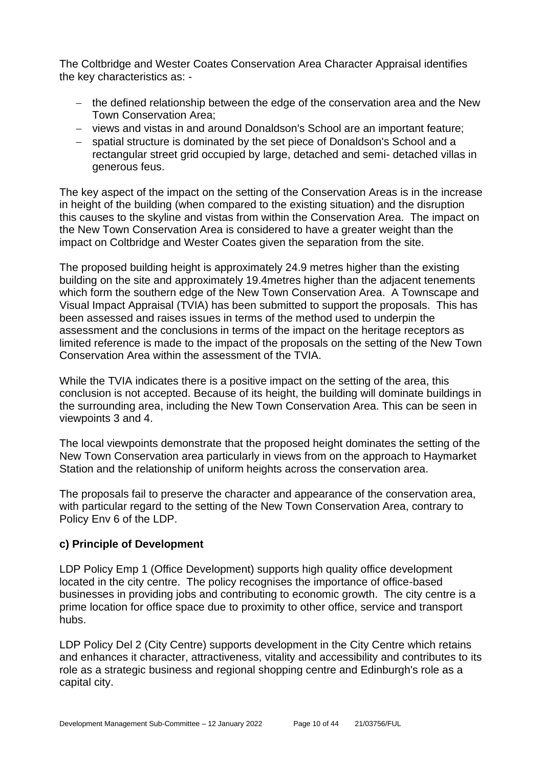The Coltbridge and Wester Coates Conservation Area Character Appraisal identifies the key characteristics as: -

- the defined relationship between the edge of the conservation area and the New Town Conservation Area;
- views and vistas in and around Donaldson's School are an important feature;
- spatial structure is dominated by the set piece of Donaldson's School and a rectangular street grid occupied by large, detached and semi- detached villas in generous feus.

The key aspect of the impact on the setting of the Conservation Areas is in the increase in height of the building (when compared to the existing situation) and the disruption this causes to the skyline and vistas from within the Conservation Area. The impact on the New Town Conservation Area is considered to have a greater weight than the impact on Coltbridge and Wester Coates given the separation from the site.

The proposed building height is approximately 24.9 metres higher than the existing building on the site and approximately 19.4metres higher than the adjacent tenements which form the southern edge of the New Town Conservation Area. A Townscape and Visual Impact Appraisal (TVIA) has been submitted to support the proposals. This has been assessed and raises issues in terms of the method used to underpin the assessment and the conclusions in terms of the impact on the heritage receptors as limited reference is made to the impact of the proposals on the setting of the New Town Conservation Area within the assessment of the TVIA.

While the TVIA indicates there is a positive impact on the setting of the area, this conclusion is not accepted. Because of its height, the building will dominate buildings in the surrounding area, including the New Town Conservation Area. This can be seen in viewpoints 3 and 4.

The local viewpoints demonstrate that the proposed height dominates the setting of the New Town Conservation area particularly in views from on the approach to Haymarket Station and the relationship of uniform heights across the conservation area.

The proposals fail to preserve the character and appearance of the conservation area, with particular regard to the setting of the New Town Conservation Area, contrary to Policy Env 6 of the LDP.

### c) Principle of Development

LDP Policy Emp 1 (Office Development) supports high quality office development located in the city centre. The policy recognises the importance of office-based businesses in providing jobs and contributing to economic growth. The city centre is a prime location for office space due to proximity to other office, service and transport hubs.

LDP Policy Del 2 (City Centre) supports development in the City Centre which retains and enhances it character, attractiveness, vitality and accessibility and contributes to its role as a strategic business and regional shopping centre and Edinburgh's role as a capital city.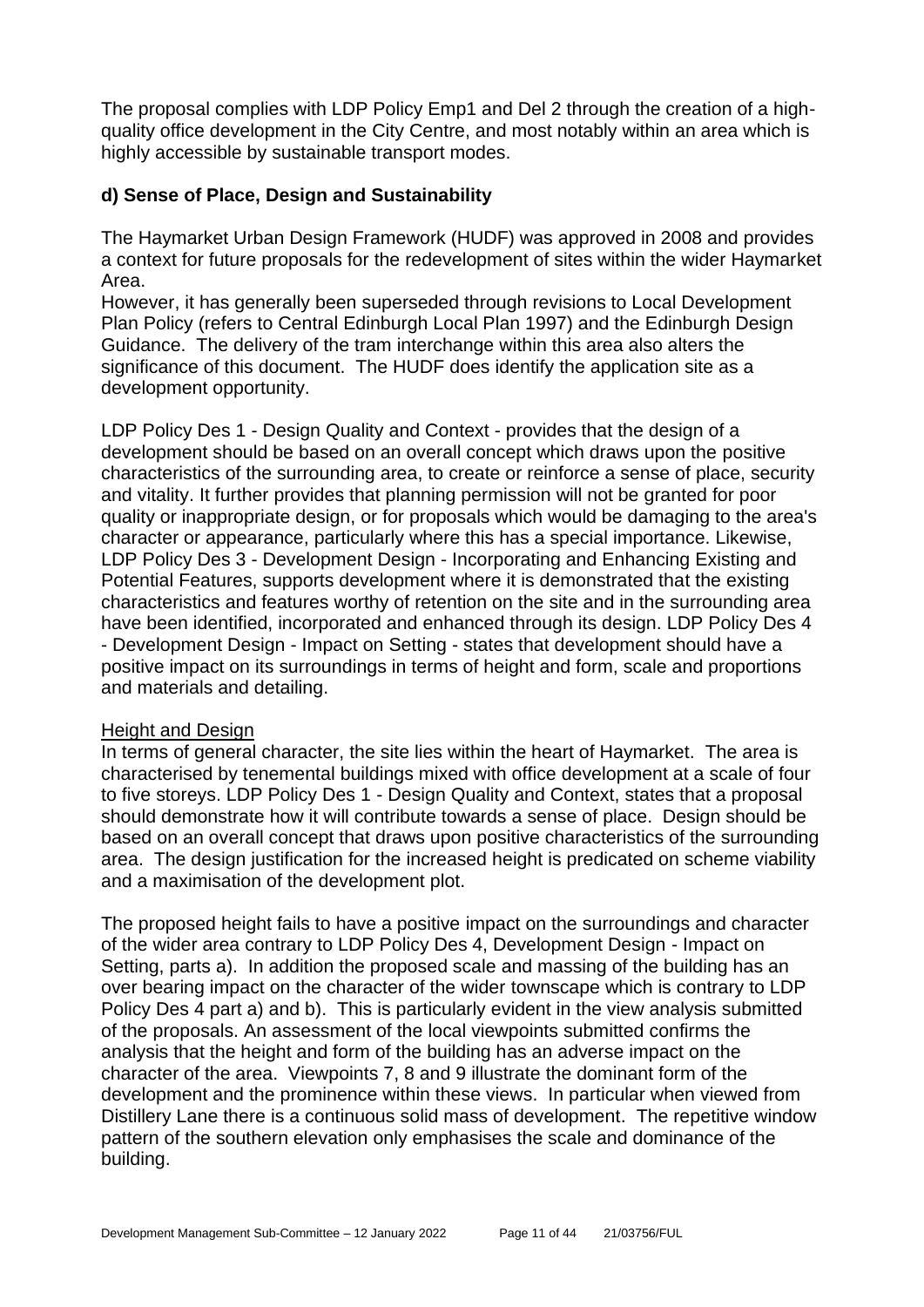The proposal complies with LDP Policy Emp1 and Del 2 through the creation of a high-quality office development in the City Centre, and most notably within an area which is highly accessible by sustainable transport modes.

### d) Sense of Place, Design and Sustainability

The Haymarket Urban Design Framework (HUDF) was approved in 2008 and provides a context for future proposals for the redevelopment of sites within the wider Haymarket Area.
However, it has generally been superseded through revisions to Local Development Plan Policy (refers to Central Edinburgh Local Plan 1997) and the Edinburgh Design Guidance. The delivery of the tram interchange within this area also alters the significance of this document. The HUDF does identify the application site as a development opportunity.

LDP Policy Des 1 - Design Quality and Context - provides that the design of a development should be based on an overall concept which draws upon the positive characteristics of the surrounding area, to create or reinforce a sense of place, security and vitality. It further provides that planning permission will not be granted for poor quality or inappropriate design, or for proposals which would be damaging to the area's character or appearance, particularly where this has a special importance. Likewise, LDP Policy Des 3 - Development Design - Incorporating and Enhancing Existing and Potential Features, supports development where it is demonstrated that the existing characteristics and features worthy of retention on the site and in the surrounding area have been identified, incorporated and enhanced through its design. LDP Policy Des 4 - Development Design - Impact on Setting - states that development should have a positive impact on its surroundings in terms of height and form, scale and proportions and materials and detailing.

<u>Height and Design</u>
In terms of general character, the site lies within the heart of Haymarket. The area is characterised by tenemental buildings mixed with office development at a scale of four to five storeys. LDP Policy Des 1 - Design Quality and Context, states that a proposal should demonstrate how it will contribute towards a sense of place. Design should be based on an overall concept that draws upon positive characteristics of the surrounding area. The design justification for the increased height is predicated on scheme viability and a maximisation of the development plot.

The proposed height fails to have a positive impact on the surroundings and character of the wider area contrary to LDP Policy Des 4, Development Design - Impact on Setting, parts a). In addition the proposed scale and massing of the building has an over bearing impact on the character of the wider townscape which is contrary to LDP Policy Des 4 part a) and b). This is particularly evident in the view analysis submitted of the proposals. An assessment of the local viewpoints submitted confirms the analysis that the height and form of the building has an adverse impact on the character of the area. Viewpoints 7, 8 and 9 illustrate the dominant form of the development and the prominence within these views. In particular when viewed from Distillery Lane there is a continuous solid mass of development. The repetitive window pattern of the southern elevation only emphasises the scale and dominance of the building.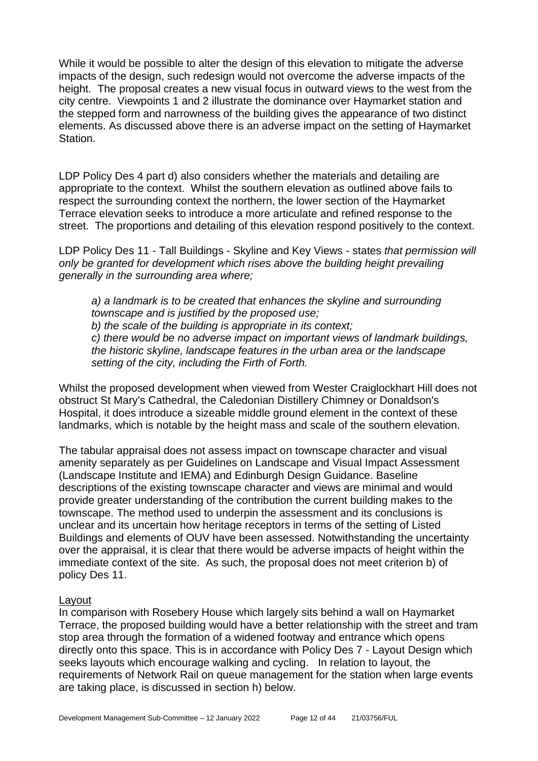While it would be possible to alter the design of this elevation to mitigate the adverse impacts of the design, such redesign would not overcome the adverse impacts of the height. The proposal creates a new visual focus in outward views to the west from the city centre. Viewpoints 1 and 2 illustrate the dominance over Haymarket station and the stepped form and narrowness of the building gives the appearance of two distinct elements. As discussed above there is an adverse impact on the setting of Haymarket Station.

LDP Policy Des 4 part d) also considers whether the materials and detailing are appropriate to the context. Whilst the southern elevation as outlined above fails to respect the surrounding context the northern, the lower section of the Haymarket Terrace elevation seeks to introduce a more articulate and refined response to the street. The proportions and detailing of this elevation respond positively to the context.

LDP Policy Des 11 - Tall Buildings - Skyline and Key Views - states *that permission will only be granted for development which rises above the building height prevailing generally in the surrounding area where;*

> *a) a landmark is to be created that enhances the skyline and surrounding townscape and is justified by the proposed use;*
> *b) the scale of the building is appropriate in its context;*
> *c) there would be no adverse impact on important views of landmark buildings, the historic skyline, landscape features in the urban area or the landscape setting of the city, including the Firth of Forth.*

Whilst the proposed development when viewed from Wester Craiglockhart Hill does not obstruct St Mary's Cathedral, the Caledonian Distillery Chimney or Donaldson's Hospital, it does introduce a sizeable middle ground element in the context of these landmarks, which is notable by the height mass and scale of the southern elevation.

The tabular appraisal does not assess impact on townscape character and visual amenity separately as per Guidelines on Landscape and Visual Impact Assessment (Landscape Institute and IEMA) and Edinburgh Design Guidance. Baseline descriptions of the existing townscape character and views are minimal and would provide greater understanding of the contribution the current building makes to the townscape. The method used to underpin the assessment and its conclusions is unclear and its uncertain how heritage receptors in terms of the setting of Listed Buildings and elements of OUV have been assessed. Notwithstanding the uncertainty over the appraisal, it is clear that there would be adverse impacts of height within the immediate context of the site. As such, the proposal does not meet criterion b) of policy Des 11.

Layout

In comparison with Rosebery House which largely sits behind a wall on Haymarket Terrace, the proposed building would have a better relationship with the street and tram stop area through the formation of a widened footway and entrance which opens directly onto this space. This is in accordance with Policy Des 7 - Layout Design which seeks layouts which encourage walking and cycling. In relation to layout, the requirements of Network Rail on queue management for the station when large events are taking place, is discussed in section h) below.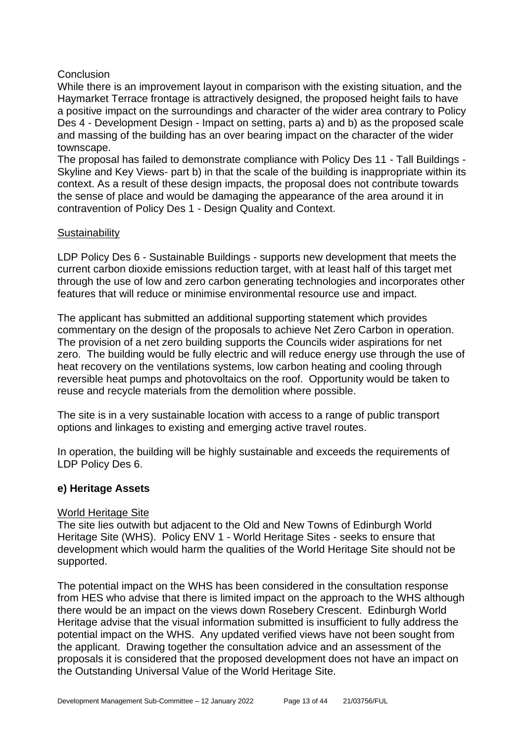Conclusion

While there is an improvement layout in comparison with the existing situation, and the Haymarket Terrace frontage is attractively designed, the proposed height fails to have a positive impact on the surroundings and character of the wider area contrary to Policy Des 4 - Development Design - Impact on setting, parts a) and b) as the proposed scale and massing of the building has an over bearing impact on the character of the wider townscape.

The proposal has failed to demonstrate compliance with Policy Des 11 - Tall Buildings - Skyline and Key Views- part b) in that the scale of the building is inappropriate within its context. As a result of these design impacts, the proposal does not contribute towards the sense of place and would be damaging the appearance of the area around it in contravention of Policy Des 1 - Design Quality and Context.

Sustainability

LDP Policy Des 6 - Sustainable Buildings - supports new development that meets the current carbon dioxide emissions reduction target, with at least half of this target met through the use of low and zero carbon generating technologies and incorporates other features that will reduce or minimise environmental resource use and impact.

The applicant has submitted an additional supporting statement which provides commentary on the design of the proposals to achieve Net Zero Carbon in operation. The provision of a net zero building supports the Councils wider aspirations for net zero. The building would be fully electric and will reduce energy use through the use of heat recovery on the ventilations systems, low carbon heating and cooling through reversible heat pumps and photovoltaics on the roof. Opportunity would be taken to reuse and recycle materials from the demolition where possible.

The site is in a very sustainable location with access to a range of public transport options and linkages to existing and emerging active travel routes.

In operation, the building will be highly sustainable and exceeds the requirements of LDP Policy Des 6.

### e) Heritage Assets

World Heritage Site

The site lies outwith but adjacent to the Old and New Towns of Edinburgh World Heritage Site (WHS). Policy ENV 1 - World Heritage Sites - seeks to ensure that development which would harm the qualities of the World Heritage Site should not be supported.

The potential impact on the WHS has been considered in the consultation response from HES who advise that there is limited impact on the approach to the WHS although there would be an impact on the views down Rosebery Crescent. Edinburgh World Heritage advise that the visual information submitted is insufficient to fully address the potential impact on the WHS. Any updated verified views have not been sought from the applicant. Drawing together the consultation advice and an assessment of the proposals it is considered that the proposed development does not have an impact on the Outstanding Universal Value of the World Heritage Site.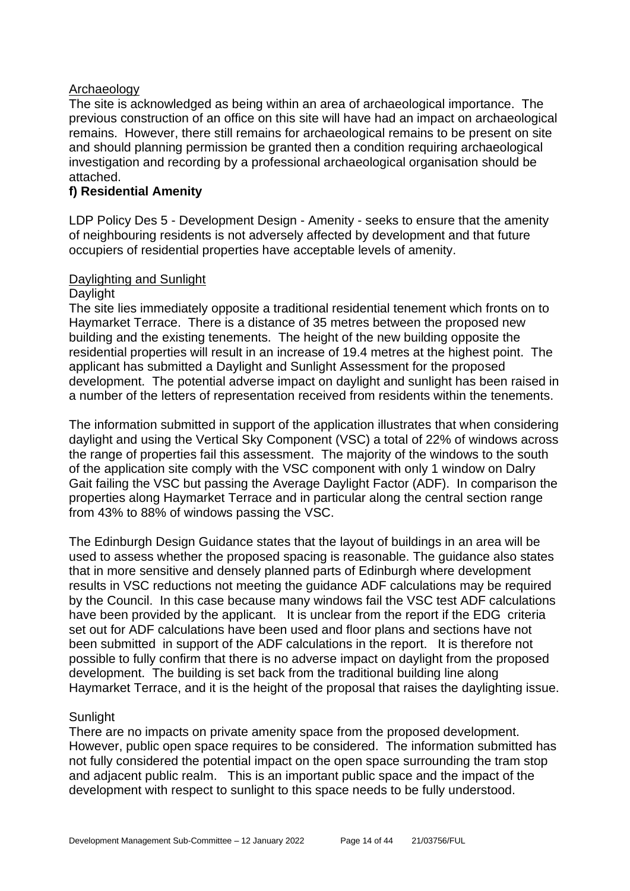Archaeology

The site is acknowledged as being within an area of archaeological importance. The previous construction of an office on this site will have had an impact on archaeological remains. However, there still remains for archaeological remains to be present on site and should planning permission be granted then a condition requiring archaeological investigation and recording by a professional archaeological organisation should be attached.

**f) Residential Amenity**

LDP Policy Des 5 - Development Design - Amenity - seeks to ensure that the amenity of neighbouring residents is not adversely affected by development and that future occupiers of residential properties have acceptable levels of amenity.

Daylighting and Sunlight

Daylight

The site lies immediately opposite a traditional residential tenement which fronts on to Haymarket Terrace. There is a distance of 35 metres between the proposed new building and the existing tenements. The height of the new building opposite the residential properties will result in an increase of 19.4 metres at the highest point. The applicant has submitted a Daylight and Sunlight Assessment for the proposed development. The potential adverse impact on daylight and sunlight has been raised in a number of the letters of representation received from residents within the tenements.

The information submitted in support of the application illustrates that when considering daylight and using the Vertical Sky Component (VSC) a total of 22% of windows across the range of properties fail this assessment. The majority of the windows to the south of the application site comply with the VSC component with only 1 window on Dalry Gait failing the VSC but passing the Average Daylight Factor (ADF). In comparison the properties along Haymarket Terrace and in particular along the central section range from 43% to 88% of windows passing the VSC.

The Edinburgh Design Guidance states that the layout of buildings in an area will be used to assess whether the proposed spacing is reasonable. The guidance also states that in more sensitive and densely planned parts of Edinburgh where development results in VSC reductions not meeting the guidance ADF calculations may be required by the Council. In this case because many windows fail the VSC test ADF calculations have been provided by the applicant. It is unclear from the report if the EDG criteria set out for ADF calculations have been used and floor plans and sections have not been submitted in support of the ADF calculations in the report. It is therefore not possible to fully confirm that there is no adverse impact on daylight from the proposed development. The building is set back from the traditional building line along Haymarket Terrace, and it is the height of the proposal that raises the daylighting issue.

Sunlight

There are no impacts on private amenity space from the proposed development. However, public open space requires to be considered. The information submitted has not fully considered the potential impact on the open space surrounding the tram stop and adjacent public realm. This is an important public space and the impact of the development with respect to sunlight to this space needs to be fully understood.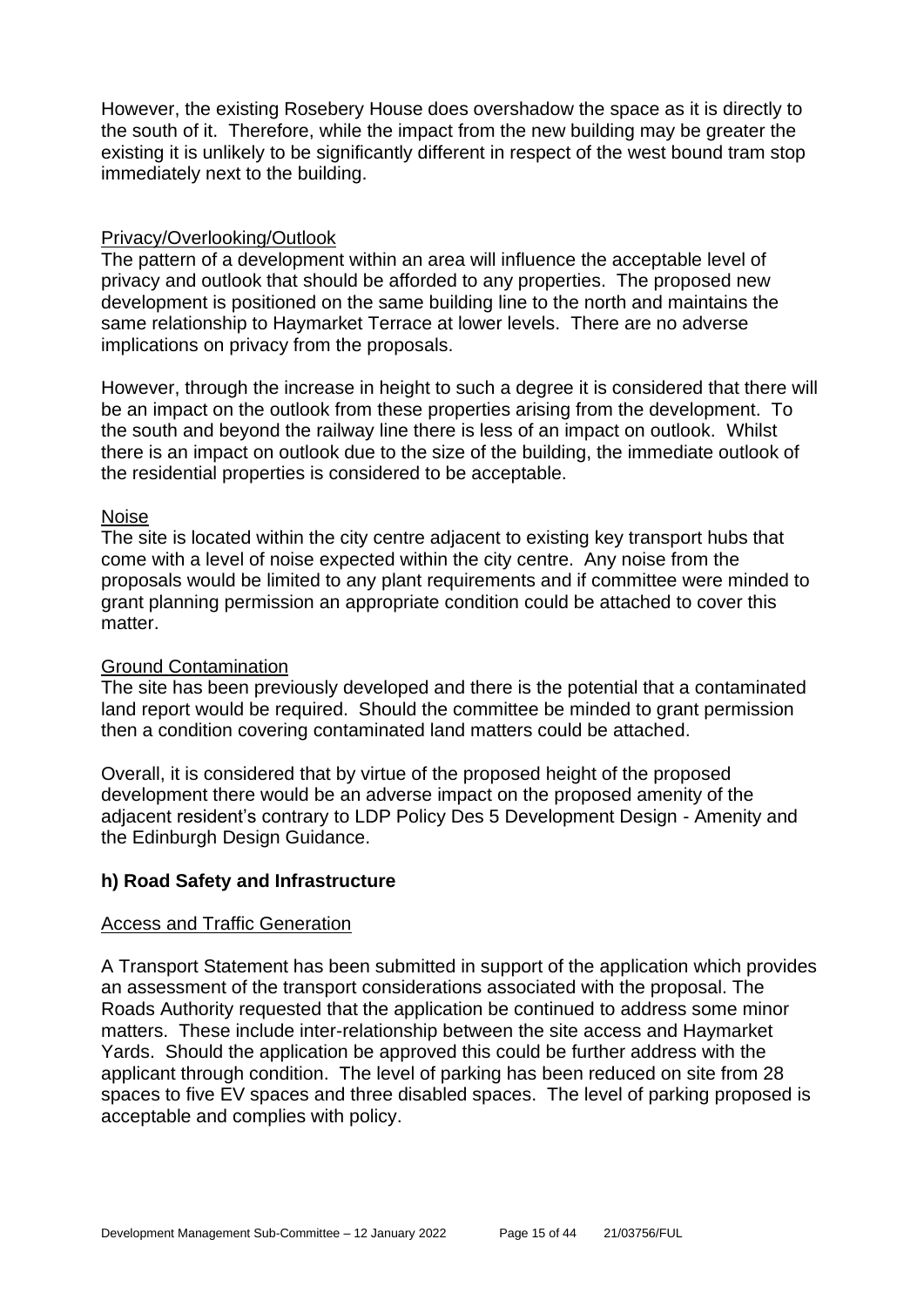However, the existing Rosebery House does overshadow the space as it is directly to the south of it. Therefore, while the impact from the new building may be greater the existing it is unlikely to be significantly different in respect of the west bound tram stop immediately next to the building.

Privacy/Overlooking/Outlook

The pattern of a development within an area will influence the acceptable level of privacy and outlook that should be afforded to any properties. The proposed new development is positioned on the same building line to the north and maintains the same relationship to Haymarket Terrace at lower levels. There are no adverse implications on privacy from the proposals.

However, through the increase in height to such a degree it is considered that there will be an impact on the outlook from these properties arising from the development. To the south and beyond the railway line there is less of an impact on outlook. Whilst there is an impact on outlook due to the size of the building, the immediate outlook of the residential properties is considered to be acceptable.

Noise

The site is located within the city centre adjacent to existing key transport hubs that come with a level of noise expected within the city centre. Any noise from the proposals would be limited to any plant requirements and if committee were minded to grant planning permission an appropriate condition could be attached to cover this matter.

Ground Contamination

The site has been previously developed and there is the potential that a contaminated land report would be required. Should the committee be minded to grant permission then a condition covering contaminated land matters could be attached.

Overall, it is considered that by virtue of the proposed height of the proposed development there would be an adverse impact on the proposed amenity of the adjacent resident's contrary to LDP Policy Des 5 Development Design - Amenity and the Edinburgh Design Guidance.

### h) Road Safety and Infrastructure

Access and Traffic Generation

A Transport Statement has been submitted in support of the application which provides an assessment of the transport considerations associated with the proposal. The Roads Authority requested that the application be continued to address some minor matters. These include inter-relationship between the site access and Haymarket Yards. Should the application be approved this could be further address with the applicant through condition. The level of parking has been reduced on site from 28 spaces to five EV spaces and three disabled spaces. The level of parking proposed is acceptable and complies with policy.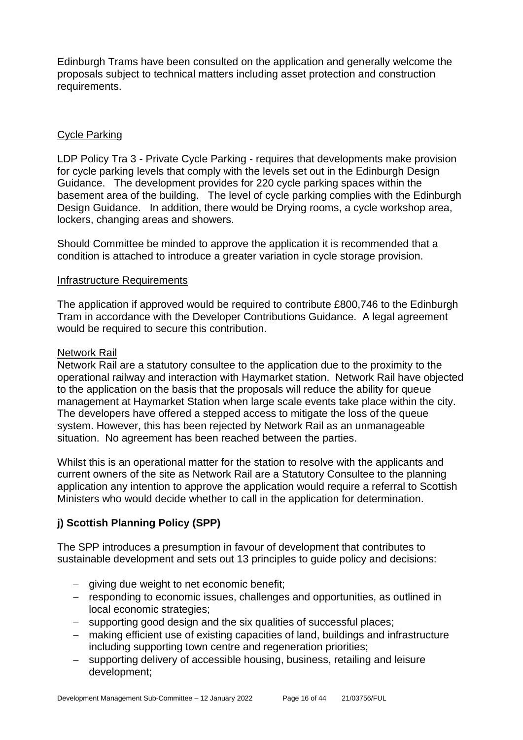Edinburgh Trams have been consulted on the application and generally welcome the proposals subject to technical matters including asset protection and construction requirements.

Cycle Parking

LDP Policy Tra 3 - Private Cycle Parking - requires that developments make provision for cycle parking levels that comply with the levels set out in the Edinburgh Design Guidance. The development provides for 220 cycle parking spaces within the basement area of the building. The level of cycle parking complies with the Edinburgh Design Guidance. In addition, there would be Drying rooms, a cycle workshop area, lockers, changing areas and showers.

Should Committee be minded to approve the application it is recommended that a condition is attached to introduce a greater variation in cycle storage provision.

Infrastructure Requirements

The application if approved would be required to contribute £800,746 to the Edinburgh Tram in accordance with the Developer Contributions Guidance. A legal agreement would be required to secure this contribution.

Network Rail

Network Rail are a statutory consultee to the application due to the proximity to the operational railway and interaction with Haymarket station. Network Rail have objected to the application on the basis that the proposals will reduce the ability for queue management at Haymarket Station when large scale events take place within the city. The developers have offered a stepped access to mitigate the loss of the queue system. However, this has been rejected by Network Rail as an unmanageable situation. No agreement has been reached between the parties.

Whilst this is an operational matter for the station to resolve with the applicants and current owners of the site as Network Rail are a Statutory Consultee to the planning application any intention to approve the application would require a referral to Scottish Ministers who would decide whether to call in the application for determination.

**j) Scottish Planning Policy (SPP)**

The SPP introduces a presumption in favour of development that contributes to sustainable development and sets out 13 principles to guide policy and decisions:

- giving due weight to net economic benefit;
- responding to economic issues, challenges and opportunities, as outlined in local economic strategies;
- supporting good design and the six qualities of successful places;
- making efficient use of existing capacities of land, buildings and infrastructure including supporting town centre and regeneration priorities;
- supporting delivery of accessible housing, business, retailing and leisure development;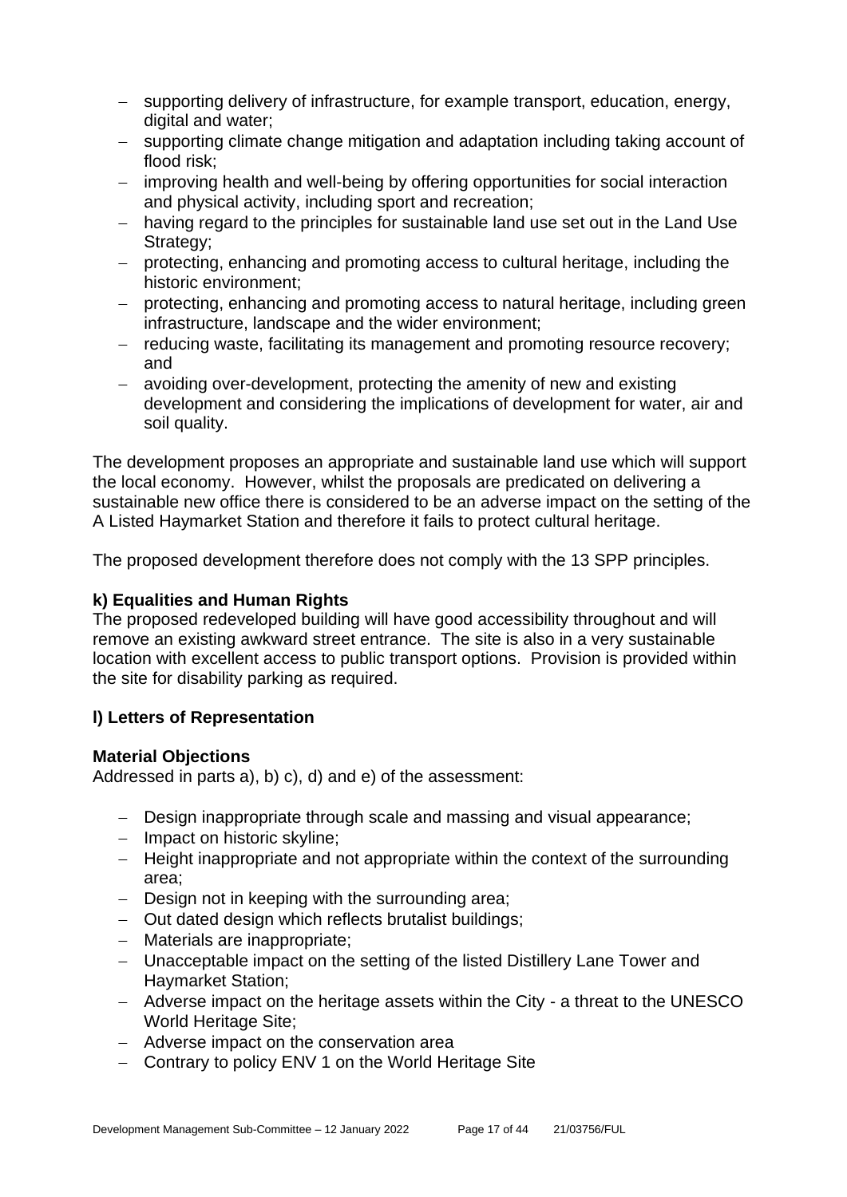- supporting delivery of infrastructure, for example transport, education, energy, digital and water;
- supporting climate change mitigation and adaptation including taking account of flood risk;
- improving health and well-being by offering opportunities for social interaction and physical activity, including sport and recreation;
- having regard to the principles for sustainable land use set out in the Land Use Strategy;
- protecting, enhancing and promoting access to cultural heritage, including the historic environment;
- protecting, enhancing and promoting access to natural heritage, including green infrastructure, landscape and the wider environment;
- reducing waste, facilitating its management and promoting resource recovery; and
- avoiding over-development, protecting the amenity of new and existing development and considering the implications of development for water, air and soil quality.

The development proposes an appropriate and sustainable land use which will support the local economy. However, whilst the proposals are predicated on delivering a sustainable new office there is considered to be an adverse impact on the setting of the A Listed Haymarket Station and therefore it fails to protect cultural heritage.

The proposed development therefore does not comply with the 13 SPP principles.

**k) Equalities and Human Rights**

The proposed redeveloped building will have good accessibility throughout and will remove an existing awkward street entrance. The site is also in a very sustainable location with excellent access to public transport options. Provision is provided within the site for disability parking as required.

**l) Letters of Representation**

**Material Objections**

Addressed in parts a), b) c), d) and e) of the assessment:

- Design inappropriate through scale and massing and visual appearance;
- Impact on historic skyline;
- Height inappropriate and not appropriate within the context of the surrounding area;
- Design not in keeping with the surrounding area;
- Out dated design which reflects brutalist buildings;
- Materials are inappropriate;
- Unacceptable impact on the setting of the listed Distillery Lane Tower and Haymarket Station;
- Adverse impact on the heritage assets within the City - a threat to the UNESCO World Heritage Site;
- Adverse impact on the conservation area
- Contrary to policy ENV 1 on the World Heritage Site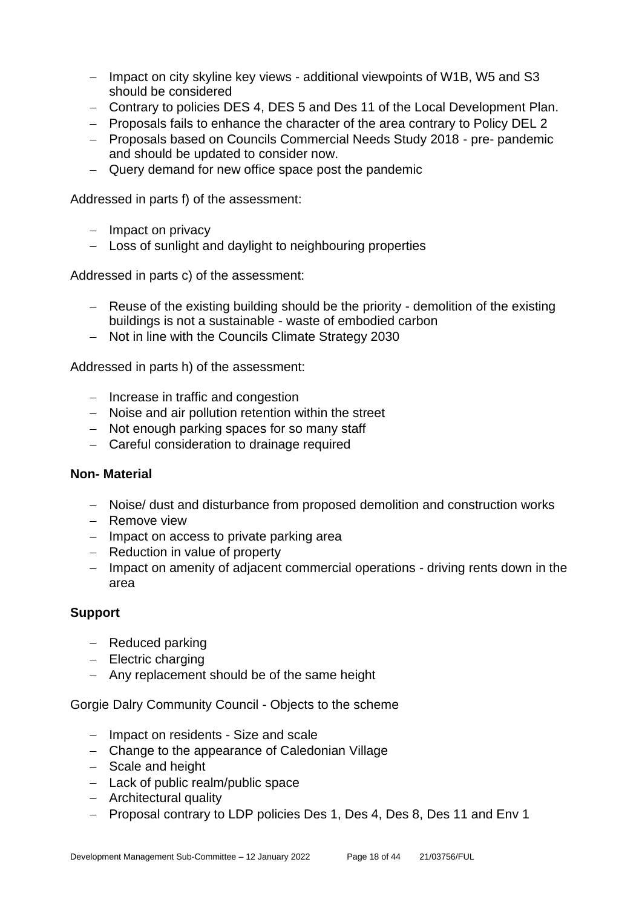- Impact on city skyline key views - additional viewpoints of W1B, W5 and S3 should be considered
- Contrary to policies DES 4, DES 5 and Des 11 of the Local Development Plan.
- Proposals fails to enhance the character of the area contrary to Policy DEL 2
- Proposals based on Councils Commercial Needs Study 2018 - pre- pandemic and should be updated to consider now.
- Query demand for new office space post the pandemic

Addressed in parts f) of the assessment:

- Impact on privacy
- Loss of sunlight and daylight to neighbouring properties

Addressed in parts c) of the assessment:

- Reuse of the existing building should be the priority - demolition of the existing buildings is not a sustainable - waste of embodied carbon
- Not in line with the Councils Climate Strategy 2030

Addressed in parts h) of the assessment:

- Increase in traffic and congestion
- Noise and air pollution retention within the street
- Not enough parking spaces for so many staff
- Careful consideration to drainage required

**Non- Material**

- Noise/ dust and disturbance from proposed demolition and construction works
- Remove view
- Impact on access to private parking area
- Reduction in value of property
- Impact on amenity of adjacent commercial operations - driving rents down in the area

**Support**

- Reduced parking
- Electric charging
- Any replacement should be of the same height

Gorgie Dalry Community Council - Objects to the scheme

- Impact on residents - Size and scale
- Change to the appearance of Caledonian Village
- Scale and height
- Lack of public realm/public space
- Architectural quality
- Proposal contrary to LDP policies Des 1, Des 4, Des 8, Des 11 and Env 1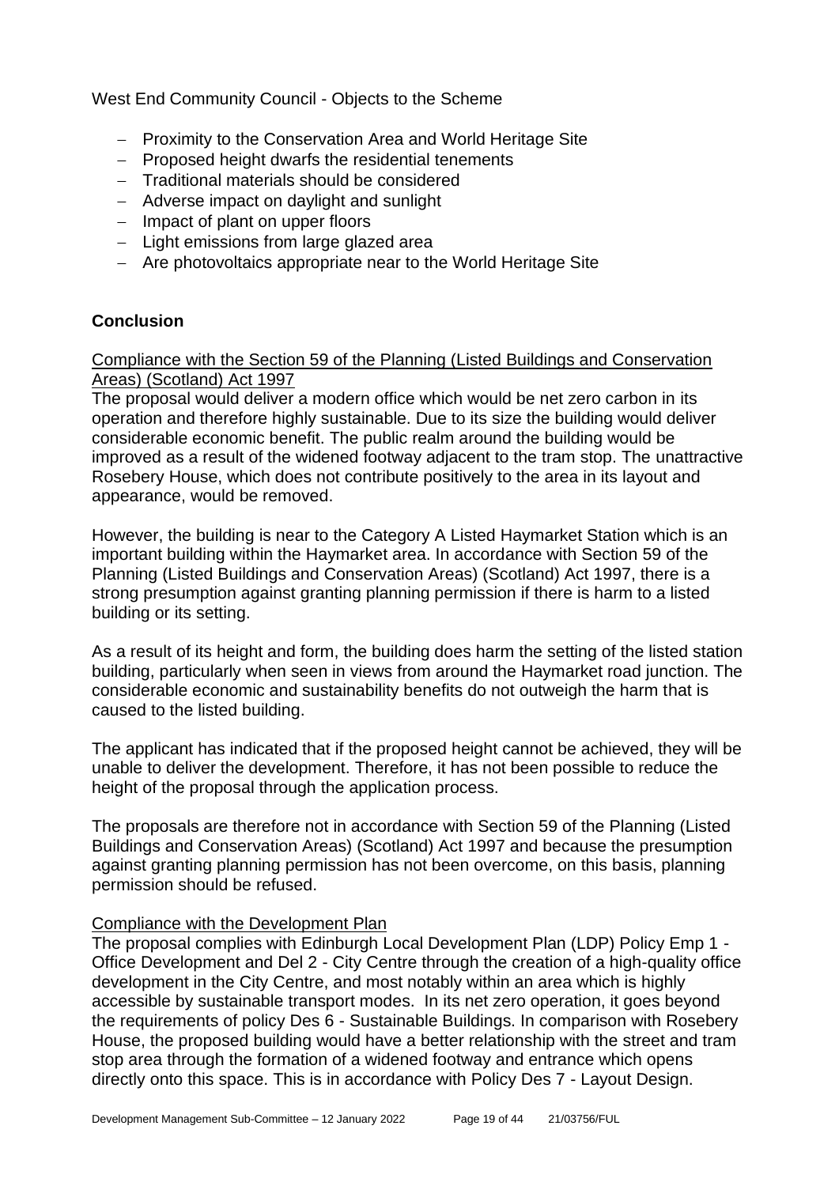West End Community Council - Objects to the Scheme

- Proximity to the Conservation Area and World Heritage Site
- Proposed height dwarfs the residential tenements
- Traditional materials should be considered
- Adverse impact on daylight and sunlight
- Impact of plant on upper floors
- Light emissions from large glazed area
- Are photovoltaics appropriate near to the World Heritage Site

## Conclusion

Compliance with the Section 59 of the Planning (Listed Buildings and Conservation Areas) (Scotland) Act 1997

The proposal would deliver a modern office which would be net zero carbon in its operation and therefore highly sustainable. Due to its size the building would deliver considerable economic benefit. The public realm around the building would be improved as a result of the widened footway adjacent to the tram stop. The unattractive Rosebery House, which does not contribute positively to the area in its layout and appearance, would be removed.

However, the building is near to the Category A Listed Haymarket Station which is an important building within the Haymarket area. In accordance with Section 59 of the Planning (Listed Buildings and Conservation Areas) (Scotland) Act 1997, there is a strong presumption against granting planning permission if there is harm to a listed building or its setting.

As a result of its height and form, the building does harm the setting of the listed station building, particularly when seen in views from around the Haymarket road junction. The considerable economic and sustainability benefits do not outweigh the harm that is caused to the listed building.

The applicant has indicated that if the proposed height cannot be achieved, they will be unable to deliver the development. Therefore, it has not been possible to reduce the height of the proposal through the application process.

The proposals are therefore not in accordance with Section 59 of the Planning (Listed Buildings and Conservation Areas) (Scotland) Act 1997 and because the presumption against granting planning permission has not been overcome, on this basis, planning permission should be refused.

Compliance with the Development Plan

The proposal complies with Edinburgh Local Development Plan (LDP) Policy Emp 1 - Office Development and Del 2 - City Centre through the creation of a high-quality office development in the City Centre, and most notably within an area which is highly accessible by sustainable transport modes. In its net zero operation, it goes beyond the requirements of policy Des 6 - Sustainable Buildings. In comparison with Rosebery House, the proposed building would have a better relationship with the street and tram stop area through the formation of a widened footway and entrance which opens directly onto this space. This is in accordance with Policy Des 7 - Layout Design.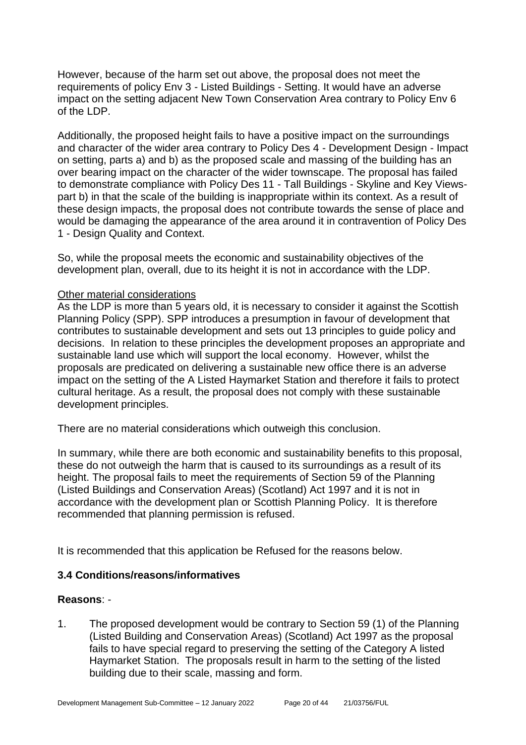However, because of the harm set out above, the proposal does not meet the requirements of policy Env 3 - Listed Buildings - Setting. It would have an adverse impact on the setting adjacent New Town Conservation Area contrary to Policy Env 6 of the LDP.

Additionally, the proposed height fails to have a positive impact on the surroundings and character of the wider area contrary to Policy Des 4 - Development Design - Impact on setting, parts a) and b) as the proposed scale and massing of the building has an over bearing impact on the character of the wider townscape. The proposal has failed to demonstrate compliance with Policy Des 11 - Tall Buildings - Skyline and Key Views- part b) in that the scale of the building is inappropriate within its context. As a result of these design impacts, the proposal does not contribute towards the sense of place and would be damaging the appearance of the area around it in contravention of Policy Des 1 - Design Quality and Context.

So, while the proposal meets the economic and sustainability objectives of the development plan, overall, due to its height it is not in accordance with the LDP.

Other material considerations

As the LDP is more than 5 years old, it is necessary to consider it against the Scottish Planning Policy (SPP). SPP introduces a presumption in favour of development that contributes to sustainable development and sets out 13 principles to guide policy and decisions. In relation to these principles the development proposes an appropriate and sustainable land use which will support the local economy. However, whilst the proposals are predicated on delivering a sustainable new office there is an adverse impact on the setting of the A Listed Haymarket Station and therefore it fails to protect cultural heritage. As a result, the proposal does not comply with these sustainable development principles.

There are no material considerations which outweigh this conclusion.

In summary, while there are both economic and sustainability benefits to this proposal, these do not outweigh the harm that is caused to its surroundings as a result of its height. The proposal fails to meet the requirements of Section 59 of the Planning (Listed Buildings and Conservation Areas) (Scotland) Act 1997 and it is not in accordance with the development plan or Scottish Planning Policy. It is therefore recommended that planning permission is refused.

It is recommended that this application be Refused for the reasons below.

### 3.4 Conditions/reasons/informatives

**Reasons**: -

1. The proposed development would be contrary to Section 59 (1) of the Planning (Listed Building and Conservation Areas) (Scotland) Act 1997 as the proposal fails to have special regard to preserving the setting of the Category A listed Haymarket Station. The proposals result in harm to the setting of the listed building due to their scale, massing and form.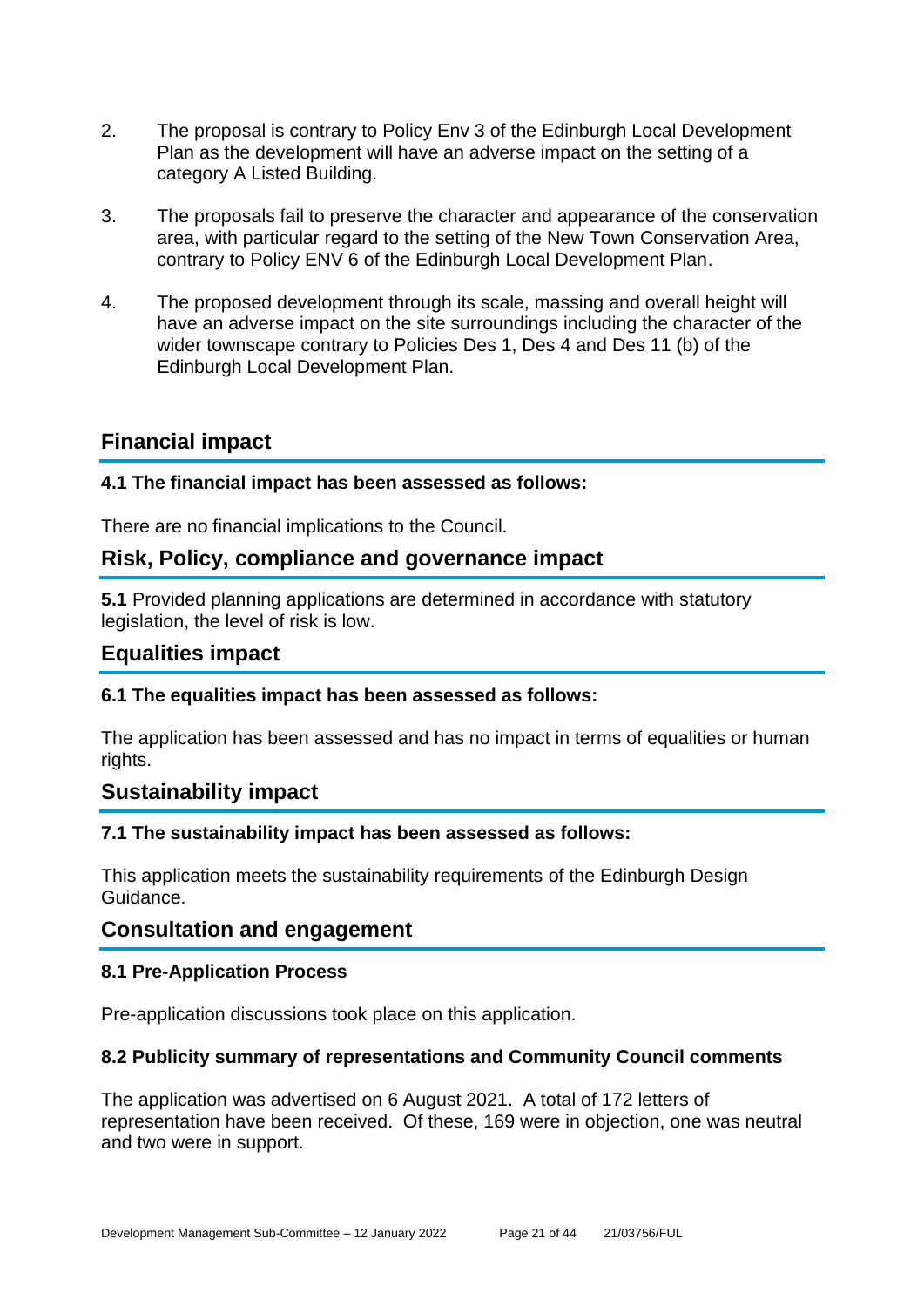2. The proposal is contrary to Policy Env 3 of the Edinburgh Local Development Plan as the development will have an adverse impact on the setting of a category A Listed Building.

3. The proposals fail to preserve the character and appearance of the conservation area, with particular regard to the setting of the New Town Conservation Area, contrary to Policy ENV 6 of the Edinburgh Local Development Plan.

4. The proposed development through its scale, massing and overall height will have an adverse impact on the site surroundings including the character of the wider townscape contrary to Policies Des 1, Des 4 and Des 11 (b) of the Edinburgh Local Development Plan.

## Financial impact

### 4.1 The financial impact has been assessed as follows:

There are no financial implications to the Council.

## Risk, Policy, compliance and governance impact

**5.1** Provided planning applications are determined in accordance with statutory legislation, the level of risk is low.

## Equalities impact

### 6.1 The equalities impact has been assessed as follows:

The application has been assessed and has no impact in terms of equalities or human rights.

## Sustainability impact

### 7.1 The sustainability impact has been assessed as follows:

This application meets the sustainability requirements of the Edinburgh Design Guidance.

## Consultation and engagement

### 8.1 Pre-Application Process

Pre-application discussions took place on this application.

### 8.2 Publicity summary of representations and Community Council comments

The application was advertised on 6 August 2021. A total of 172 letters of representation have been received. Of these, 169 were in objection, one was neutral and two were in support.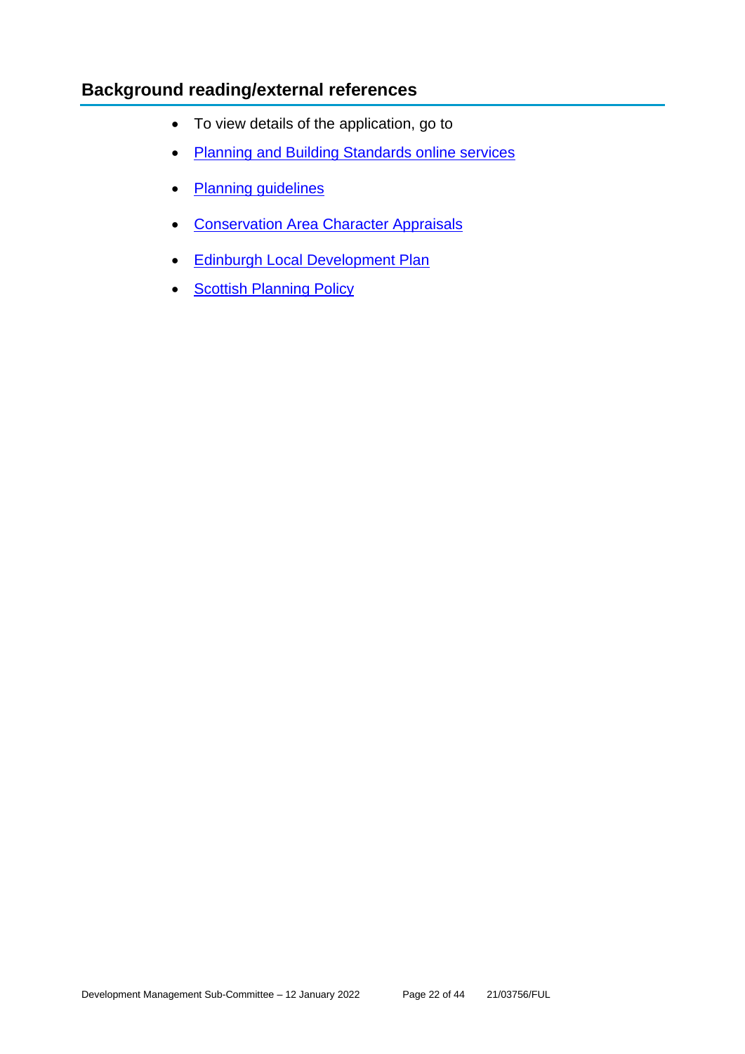## Background reading/external references

- To view details of the application, go to
- Planning and Building Standards online services
- Planning guidelines
- Conservation Area Character Appraisals
- Edinburgh Local Development Plan
- Scottish Planning Policy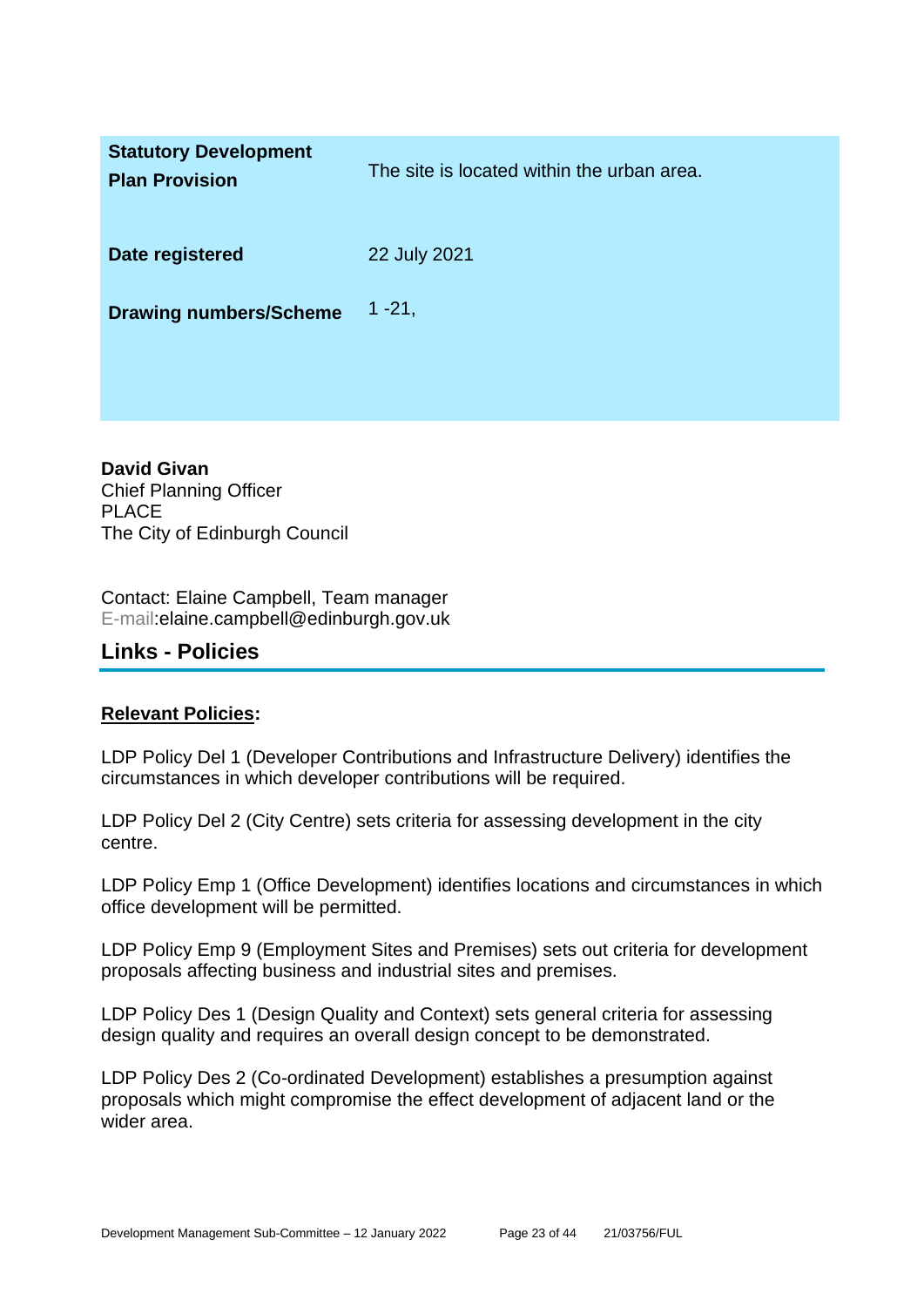| **Statutory Development Plan Provision** | The site is located within the urban area. |
| --- | --- |
| **Date registered** | 22 July 2021 |
| **Drawing numbers/Scheme** | 1 -21, |

**David Givan**
Chief Planning Officer
PLACE
The City of Edinburgh Council

Contact: Elaine Campbell, Team manager
E-mail:elaine.campbell@edinburgh.gov.uk

## Links - Policies

**Relevant Policies:**

LDP Policy Del 1 (Developer Contributions and Infrastructure Delivery) identifies the circumstances in which developer contributions will be required.

LDP Policy Del 2 (City Centre) sets criteria for assessing development in the city centre.

LDP Policy Emp 1 (Office Development) identifies locations and circumstances in which office development will be permitted.

LDP Policy Emp 9 (Employment Sites and Premises) sets out criteria for development proposals affecting business and industrial sites and premises.

LDP Policy Des 1 (Design Quality and Context) sets general criteria for assessing design quality and requires an overall design concept to be demonstrated.

LDP Policy Des 2 (Co-ordinated Development) establishes a presumption against proposals which might compromise the effect development of adjacent land or the wider area.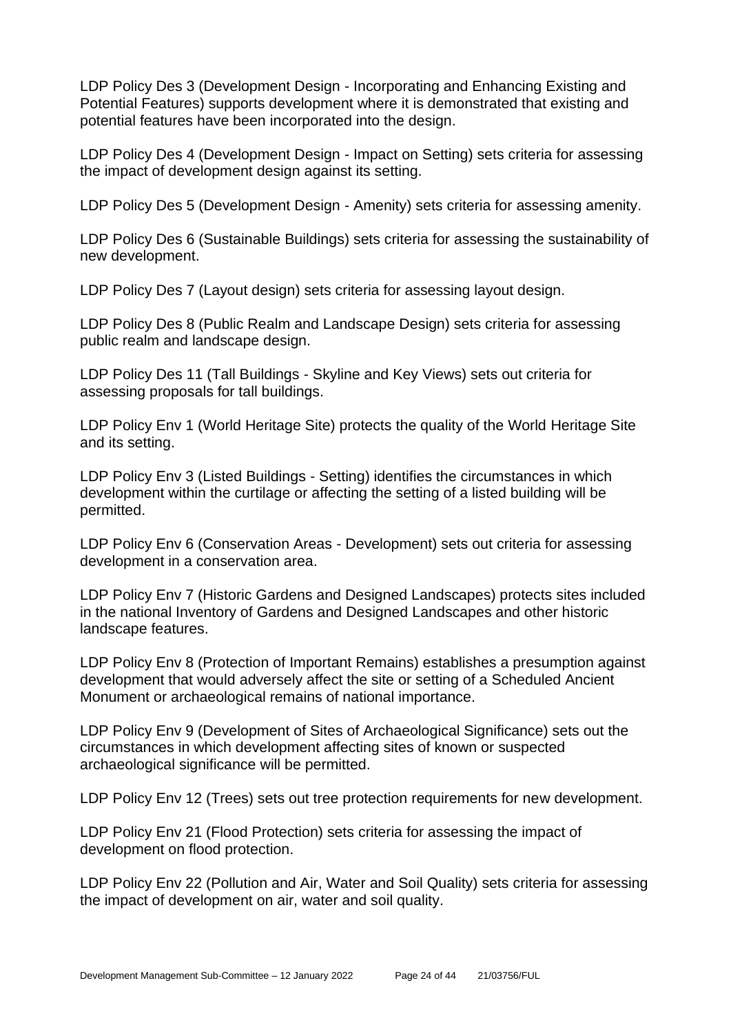LDP Policy Des 3 (Development Design - Incorporating and Enhancing Existing and Potential Features) supports development where it is demonstrated that existing and potential features have been incorporated into the design.

LDP Policy Des 4 (Development Design - Impact on Setting) sets criteria for assessing the impact of development design against its setting.

LDP Policy Des 5 (Development Design - Amenity) sets criteria for assessing amenity.

LDP Policy Des 6 (Sustainable Buildings) sets criteria for assessing the sustainability of new development.

LDP Policy Des 7 (Layout design) sets criteria for assessing layout design.

LDP Policy Des 8 (Public Realm and Landscape Design) sets criteria for assessing public realm and landscape design.

LDP Policy Des 11 (Tall Buildings - Skyline and Key Views) sets out criteria for assessing proposals for tall buildings.

LDP Policy Env 1 (World Heritage Site) protects the quality of the World Heritage Site and its setting.

LDP Policy Env 3 (Listed Buildings - Setting) identifies the circumstances in which development within the curtilage or affecting the setting of a listed building will be permitted.

LDP Policy Env 6 (Conservation Areas - Development) sets out criteria for assessing development in a conservation area.

LDP Policy Env 7 (Historic Gardens and Designed Landscapes) protects sites included in the national Inventory of Gardens and Designed Landscapes and other historic landscape features.

LDP Policy Env 8 (Protection of Important Remains) establishes a presumption against development that would adversely affect the site or setting of a Scheduled Ancient Monument or archaeological remains of national importance.

LDP Policy Env 9 (Development of Sites of Archaeological Significance) sets out the circumstances in which development affecting sites of known or suspected archaeological significance will be permitted.

LDP Policy Env 12 (Trees) sets out tree protection requirements for new development.

LDP Policy Env 21 (Flood Protection) sets criteria for assessing the impact of development on flood protection.

LDP Policy Env 22 (Pollution and Air, Water and Soil Quality) sets criteria for assessing the impact of development on air, water and soil quality.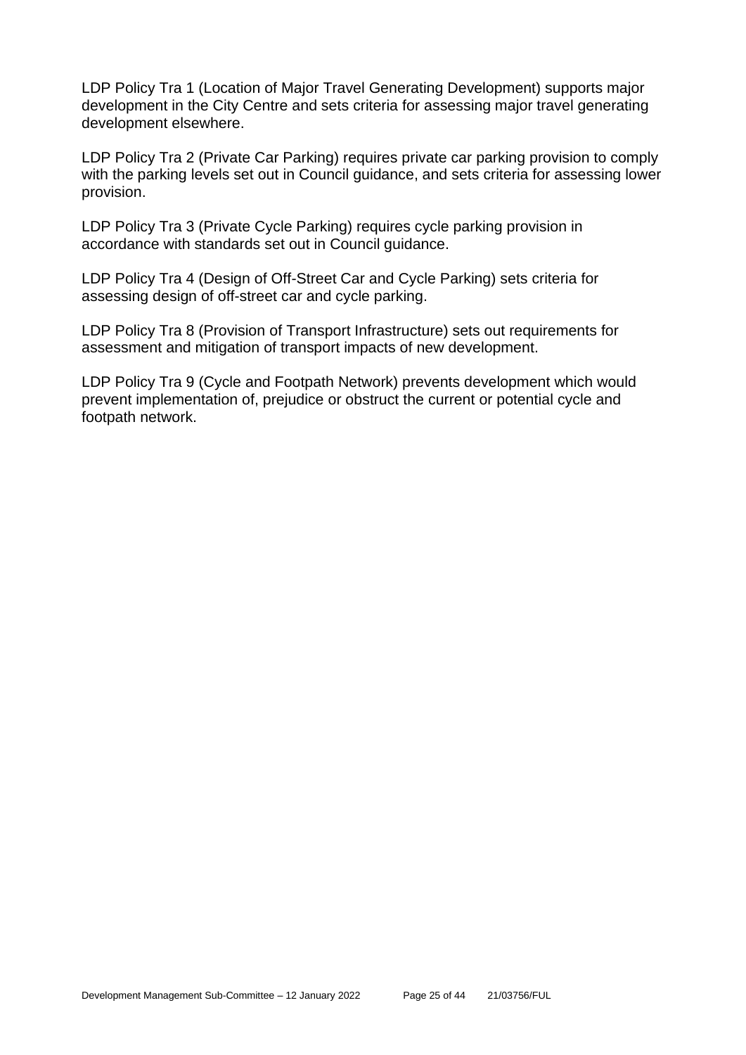LDP Policy Tra 1 (Location of Major Travel Generating Development) supports major development in the City Centre and sets criteria for assessing major travel generating development elsewhere.

LDP Policy Tra 2 (Private Car Parking) requires private car parking provision to comply with the parking levels set out in Council guidance, and sets criteria for assessing lower provision.

LDP Policy Tra 3 (Private Cycle Parking) requires cycle parking provision in accordance with standards set out in Council guidance.

LDP Policy Tra 4 (Design of Off-Street Car and Cycle Parking) sets criteria for assessing design of off-street car and cycle parking.

LDP Policy Tra 8 (Provision of Transport Infrastructure) sets out requirements for assessment and mitigation of transport impacts of new development.

LDP Policy Tra 9 (Cycle and Footpath Network) prevents development which would prevent implementation of, prejudice or obstruct the current or potential cycle and footpath network.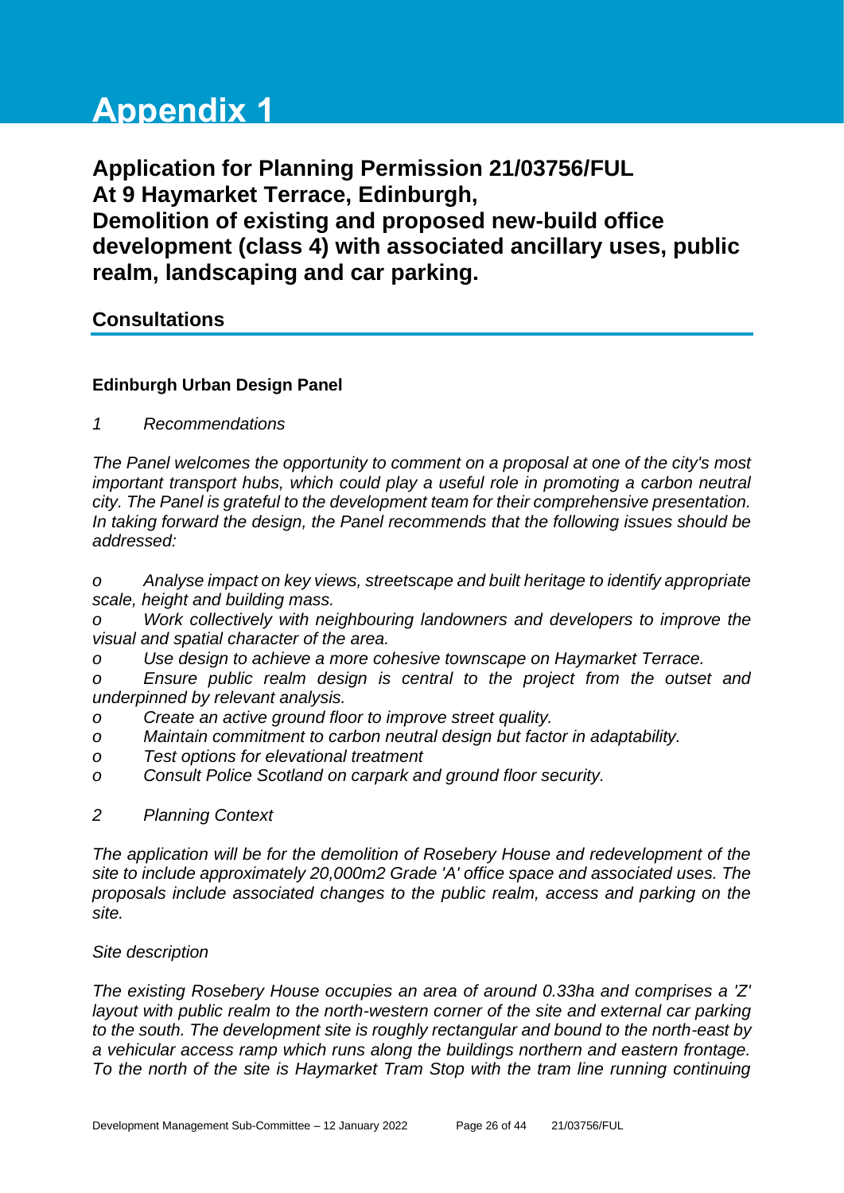# Appendix 1

## Application for Planning Permission 21/03756/FUL
## At 9 Haymarket Terrace, Edinburgh,
## Demolition of existing and proposed new-build office development (class 4) with associated ancillary uses, public realm, landscaping and car parking.

### Consultations

**Edinburgh Urban Design Panel**

*1 Recommendations*

*The Panel welcomes the opportunity to comment on a proposal at one of the city's most important transport hubs, which could play a useful role in promoting a carbon neutral city. The Panel is grateful to the development team for their comprehensive presentation. In taking forward the design, the Panel recommends that the following issues should be addressed:*

*o Analyse impact on key views, streetscape and built heritage to identify appropriate scale, height and building mass.*
*o Work collectively with neighbouring landowners and developers to improve the visual and spatial character of the area.*
*o Use design to achieve a more cohesive townscape on Haymarket Terrace.*
*o Ensure public realm design is central to the project from the outset and underpinned by relevant analysis.*
*o Create an active ground floor to improve street quality.*
*o Maintain commitment to carbon neutral design but factor in adaptability.*
*o Test options for elevational treatment*
*o Consult Police Scotland on carpark and ground floor security.*

*2 Planning Context*

*The application will be for the demolition of Rosebery House and redevelopment of the site to include approximately 20,000m2 Grade 'A' office space and associated uses. The proposals include associated changes to the public realm, access and parking on the site.*

*Site description*

*The existing Rosebery House occupies an area of around 0.33ha and comprises a 'Z' layout with public realm to the north-western corner of the site and external car parking to the south. The development site is roughly rectangular and bound to the north-east by a vehicular access ramp which runs along the buildings northern and eastern frontage. To the north of the site is Haymarket Tram Stop with the tram line running continuing*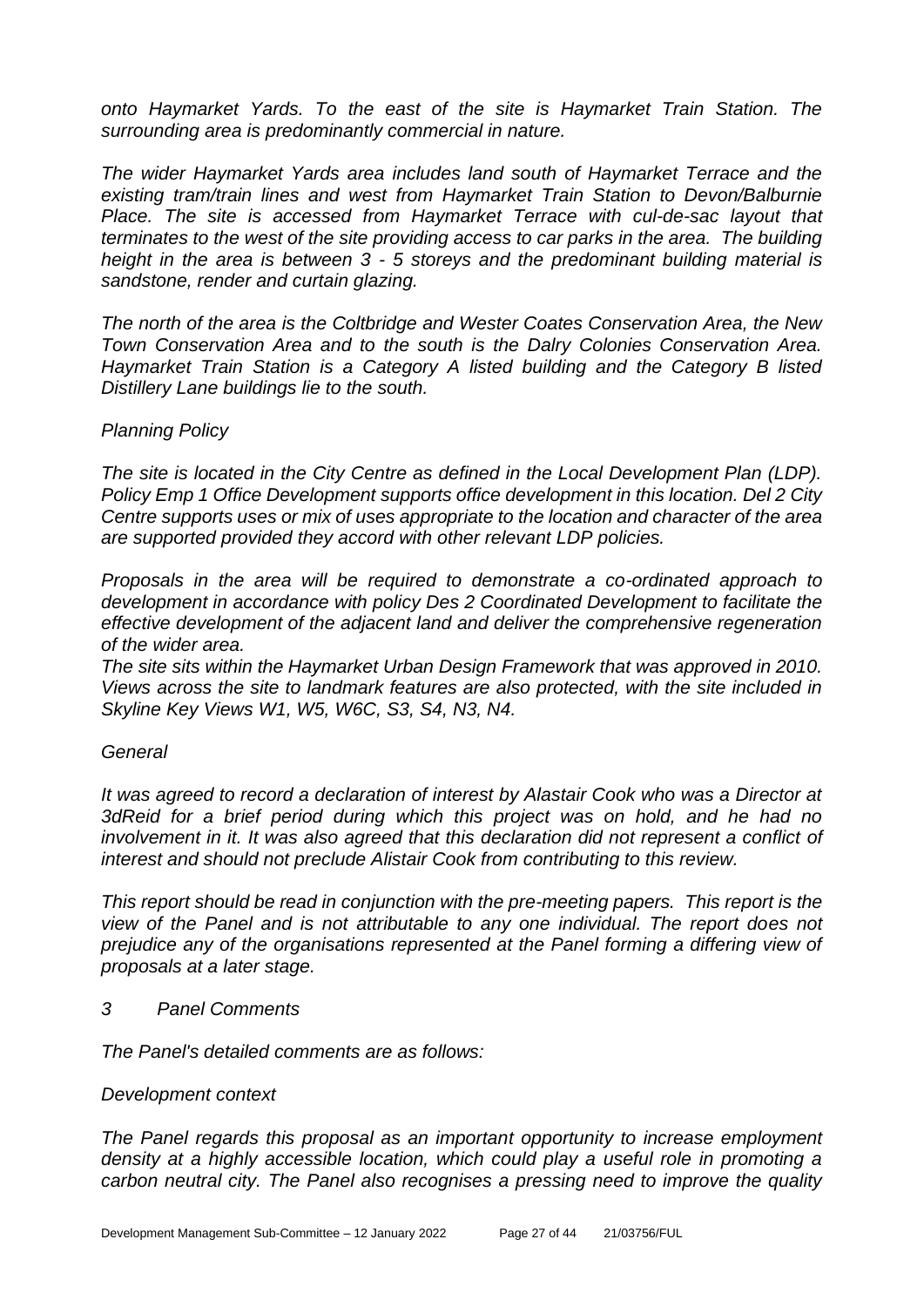*onto Haymarket Yards. To the east of the site is Haymarket Train Station. The surrounding area is predominantly commercial in nature.*

*The wider Haymarket Yards area includes land south of Haymarket Terrace and the existing tram/train lines and west from Haymarket Train Station to Devon/Balburnie Place. The site is accessed from Haymarket Terrace with cul-de-sac layout that terminates to the west of the site providing access to car parks in the area. The building height in the area is between 3 - 5 storeys and the predominant building material is sandstone, render and curtain glazing.*

*The north of the area is the Coltbridge and Wester Coates Conservation Area, the New Town Conservation Area and to the south is the Dalry Colonies Conservation Area. Haymarket Train Station is a Category A listed building and the Category B listed Distillery Lane buildings lie to the south.*

*Planning Policy*

*The site is located in the City Centre as defined in the Local Development Plan (LDP). Policy Emp 1 Office Development supports office development in this location. Del 2 City Centre supports uses or mix of uses appropriate to the location and character of the area are supported provided they accord with other relevant LDP policies.*

*Proposals in the area will be required to demonstrate a co-ordinated approach to development in accordance with policy Des 2 Coordinated Development to facilitate the effective development of the adjacent land and deliver the comprehensive regeneration of the wider area.*

*The site sits within the Haymarket Urban Design Framework that was approved in 2010. Views across the site to landmark features are also protected, with the site included in Skyline Key Views W1, W5, W6C, S3, S4, N3, N4.*

*General*

*It was agreed to record a declaration of interest by Alastair Cook who was a Director at 3dReid for a brief period during which this project was on hold, and he had no involvement in it. It was also agreed that this declaration did not represent a conflict of interest and should not preclude Alistair Cook from contributing to this review.*

*This report should be read in conjunction with the pre-meeting papers. This report is the view of the Panel and is not attributable to any one individual. The report does not prejudice any of the organisations represented at the Panel forming a differing view of proposals at a later stage.*

*3 Panel Comments*

*The Panel's detailed comments are as follows:*

*Development context*

*The Panel regards this proposal as an important opportunity to increase employment density at a highly accessible location, which could play a useful role in promoting a carbon neutral city. The Panel also recognises a pressing need to improve the quality*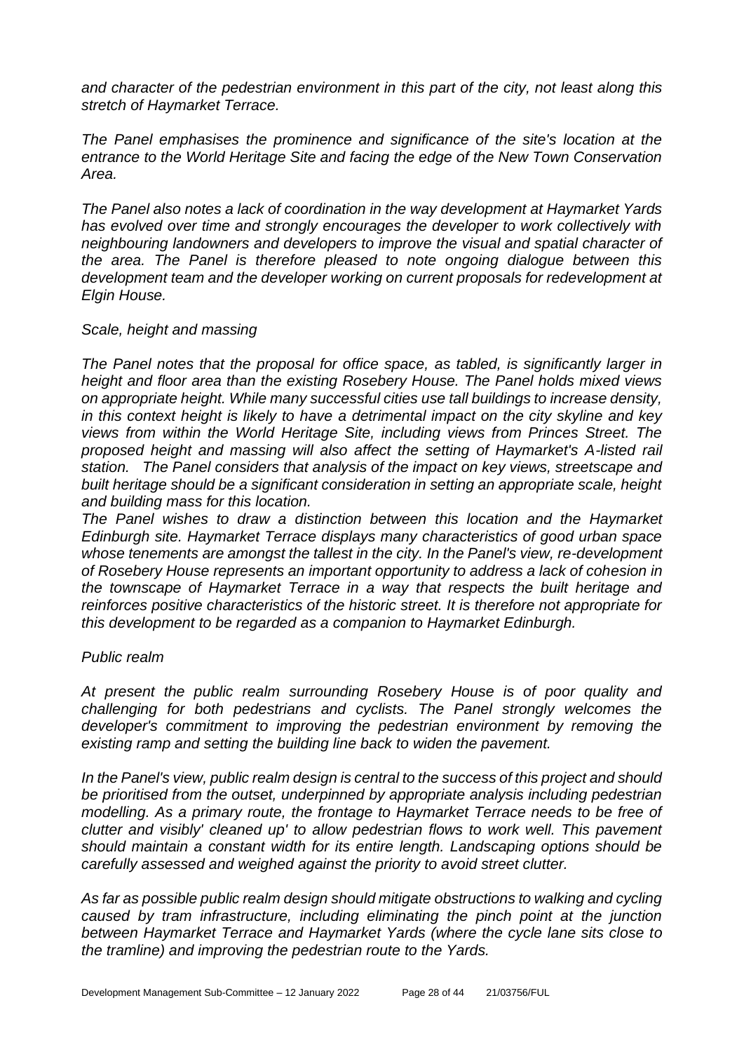*and character of the pedestrian environment in this part of the city, not least along this stretch of Haymarket Terrace.*

*The Panel emphasises the prominence and significance of the site's location at the entrance to the World Heritage Site and facing the edge of the New Town Conservation Area.*

*The Panel also notes a lack of coordination in the way development at Haymarket Yards has evolved over time and strongly encourages the developer to work collectively with neighbouring landowners and developers to improve the visual and spatial character of the area. The Panel is therefore pleased to note ongoing dialogue between this development team and the developer working on current proposals for redevelopment at Elgin House.*

*Scale, height and massing*

*The Panel notes that the proposal for office space, as tabled, is significantly larger in height and floor area than the existing Rosebery House. The Panel holds mixed views on appropriate height. While many successful cities use tall buildings to increase density, in this context height is likely to have a detrimental impact on the city skyline and key views from within the World Heritage Site, including views from Princes Street. The proposed height and massing will also affect the setting of Haymarket's A-listed rail station. The Panel considers that analysis of the impact on key views, streetscape and built heritage should be a significant consideration in setting an appropriate scale, height and building mass for this location.*

*The Panel wishes to draw a distinction between this location and the Haymarket Edinburgh site. Haymarket Terrace displays many characteristics of good urban space whose tenements are amongst the tallest in the city. In the Panel's view, re-development of Rosebery House represents an important opportunity to address a lack of cohesion in the townscape of Haymarket Terrace in a way that respects the built heritage and reinforces positive characteristics of the historic street. It is therefore not appropriate for this development to be regarded as a companion to Haymarket Edinburgh.*

*Public realm*

*At present the public realm surrounding Rosebery House is of poor quality and challenging for both pedestrians and cyclists. The Panel strongly welcomes the developer's commitment to improving the pedestrian environment by removing the existing ramp and setting the building line back to widen the pavement.*

*In the Panel's view, public realm design is central to the success of this project and should be prioritised from the outset, underpinned by appropriate analysis including pedestrian modelling. As a primary route, the frontage to Haymarket Terrace needs to be free of clutter and visibly' cleaned up' to allow pedestrian flows to work well. This pavement should maintain a constant width for its entire length. Landscaping options should be carefully assessed and weighed against the priority to avoid street clutter.*

*As far as possible public realm design should mitigate obstructions to walking and cycling caused by tram infrastructure, including eliminating the pinch point at the junction between Haymarket Terrace and Haymarket Yards (where the cycle lane sits close to the tramline) and improving the pedestrian route to the Yards.*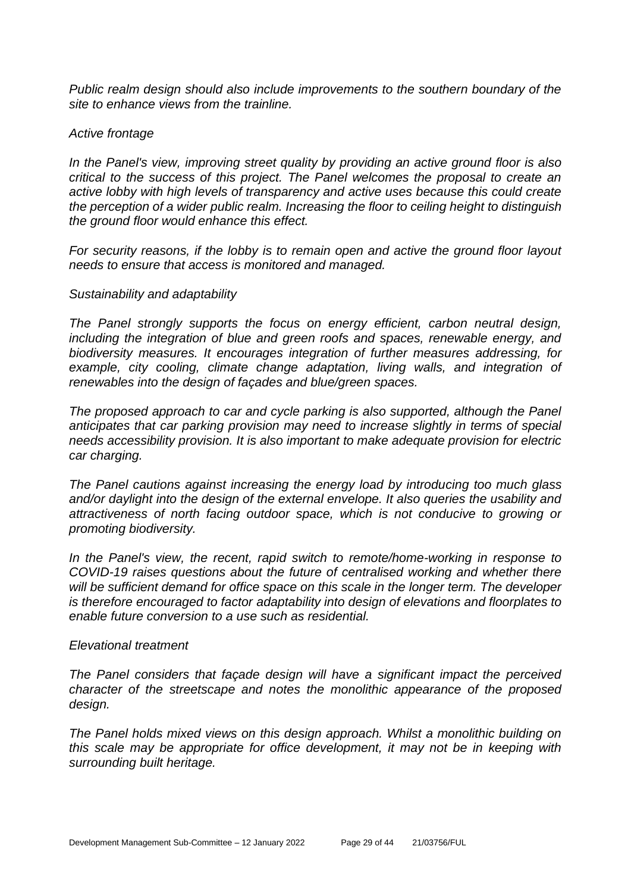*Public realm design should also include improvements to the southern boundary of the site to enhance views from the trainline.*

*Active frontage*

*In the Panel's view, improving street quality by providing an active ground floor is also critical to the success of this project. The Panel welcomes the proposal to create an active lobby with high levels of transparency and active uses because this could create the perception of a wider public realm. Increasing the floor to ceiling height to distinguish the ground floor would enhance this effect.*

*For security reasons, if the lobby is to remain open and active the ground floor layout needs to ensure that access is monitored and managed.*

*Sustainability and adaptability*

*The Panel strongly supports the focus on energy efficient, carbon neutral design, including the integration of blue and green roofs and spaces, renewable energy, and biodiversity measures. It encourages integration of further measures addressing, for example, city cooling, climate change adaptation, living walls, and integration of renewables into the design of façades and blue/green spaces.*

*The proposed approach to car and cycle parking is also supported, although the Panel anticipates that car parking provision may need to increase slightly in terms of special needs accessibility provision. It is also important to make adequate provision for electric car charging.*

*The Panel cautions against increasing the energy load by introducing too much glass and/or daylight into the design of the external envelope. It also queries the usability and attractiveness of north facing outdoor space, which is not conducive to growing or promoting biodiversity.*

*In the Panel's view, the recent, rapid switch to remote/home-working in response to COVID-19 raises questions about the future of centralised working and whether there will be sufficient demand for office space on this scale in the longer term. The developer is therefore encouraged to factor adaptability into design of elevations and floorplates to enable future conversion to a use such as residential.*

*Elevational treatment*

*The Panel considers that façade design will have a significant impact the perceived character of the streetscape and notes the monolithic appearance of the proposed design.*

*The Panel holds mixed views on this design approach. Whilst a monolithic building on this scale may be appropriate for office development, it may not be in keeping with surrounding built heritage.*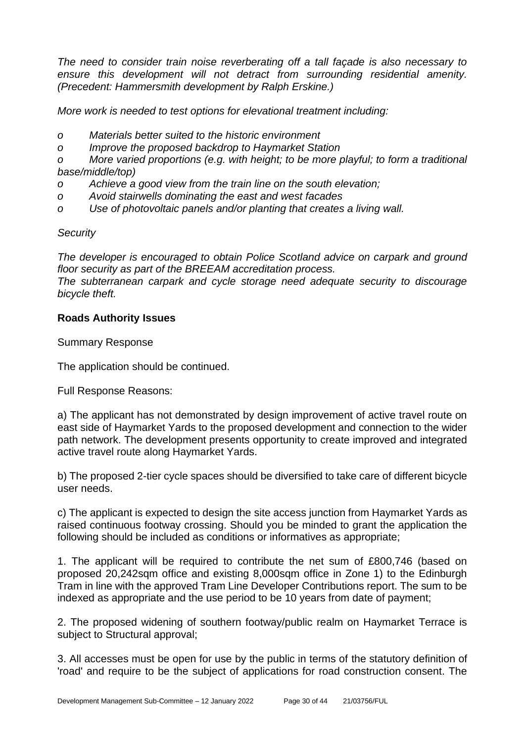*The need to consider train noise reverberating off a tall façade is also necessary to ensure this development will not detract from surrounding residential amenity. (Precedent: Hammersmith development by Ralph Erskine.)*

*More work is needed to test options for elevational treatment including:*

- *Materials better suited to the historic environment*
- *Improve the proposed backdrop to Haymarket Station*
- *More varied proportions (e.g. with height; to be more playful; to form a traditional base/middle/top)*
- *Achieve a good view from the train line on the south elevation;*
- *Avoid stairwells dominating the east and west facades*
- *Use of photovoltaic panels and/or planting that creates a living wall.*

*Security*

*The developer is encouraged to obtain Police Scotland advice on carpark and ground floor security as part of the BREEAM accreditation process.*
*The subterranean carpark and cycle storage need adequate security to discourage bicycle theft.*

**Roads Authority Issues**

Summary Response

The application should be continued.

Full Response Reasons:

a) The applicant has not demonstrated by design improvement of active travel route on east side of Haymarket Yards to the proposed development and connection to the wider path network. The development presents opportunity to create improved and integrated active travel route along Haymarket Yards.

b) The proposed 2-tier cycle spaces should be diversified to take care of different bicycle user needs.

c) The applicant is expected to design the site access junction from Haymarket Yards as raised continuous footway crossing. Should you be minded to grant the application the following should be included as conditions or informatives as appropriate;

1. The applicant will be required to contribute the net sum of £800,746 (based on proposed 20,242sqm office and existing 8,000sqm office in Zone 1) to the Edinburgh Tram in line with the approved Tram Line Developer Contributions report. The sum to be indexed as appropriate and the use period to be 10 years from date of payment;

2. The proposed widening of southern footway/public realm on Haymarket Terrace is subject to Structural approval;

3. All accesses must be open for use by the public in terms of the statutory definition of 'road' and require to be the subject of applications for road construction consent. The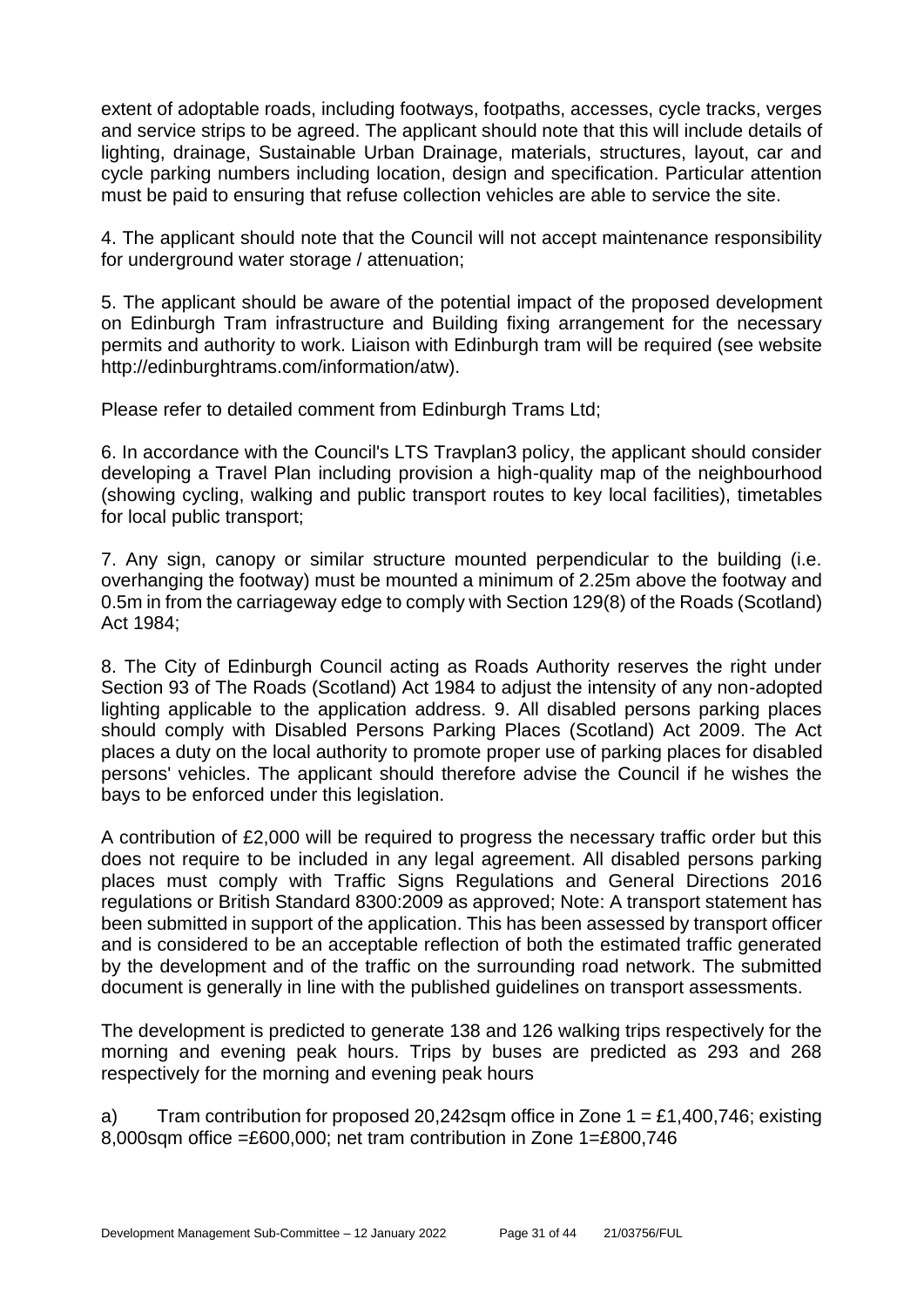extent of adoptable roads, including footways, footpaths, accesses, cycle tracks, verges and service strips to be agreed. The applicant should note that this will include details of lighting, drainage, Sustainable Urban Drainage, materials, structures, layout, car and cycle parking numbers including location, design and specification. Particular attention must be paid to ensuring that refuse collection vehicles are able to service the site.

4. The applicant should note that the Council will not accept maintenance responsibility for underground water storage / attenuation;

5. The applicant should be aware of the potential impact of the proposed development on Edinburgh Tram infrastructure and Building fixing arrangement for the necessary permits and authority to work. Liaison with Edinburgh tram will be required (see website http://edinburghtrams.com/information/atw).

Please refer to detailed comment from Edinburgh Trams Ltd;

6. In accordance with the Council's LTS Travplan3 policy, the applicant should consider developing a Travel Plan including provision a high-quality map of the neighbourhood (showing cycling, walking and public transport routes to key local facilities), timetables for local public transport;

7. Any sign, canopy or similar structure mounted perpendicular to the building (i.e. overhanging the footway) must be mounted a minimum of 2.25m above the footway and 0.5m in from the carriageway edge to comply with Section 129(8) of the Roads (Scotland) Act 1984;

8. The City of Edinburgh Council acting as Roads Authority reserves the right under Section 93 of The Roads (Scotland) Act 1984 to adjust the intensity of any non-adopted lighting applicable to the application address. 9. All disabled persons parking places should comply with Disabled Persons Parking Places (Scotland) Act 2009. The Act places a duty on the local authority to promote proper use of parking places for disabled persons' vehicles. The applicant should therefore advise the Council if he wishes the bays to be enforced under this legislation.

A contribution of £2,000 will be required to progress the necessary traffic order but this does not require to be included in any legal agreement. All disabled persons parking places must comply with Traffic Signs Regulations and General Directions 2016 regulations or British Standard 8300:2009 as approved; Note: A transport statement has been submitted in support of the application. This has been assessed by transport officer and is considered to be an acceptable reflection of both the estimated traffic generated by the development and of the traffic on the surrounding road network. The submitted document is generally in line with the published guidelines on transport assessments.

The development is predicted to generate 138 and 126 walking trips respectively for the morning and evening peak hours. Trips by buses are predicted as 293 and 268 respectively for the morning and evening peak hours

a) Tram contribution for proposed 20,242sqm office in Zone 1 = £1,400,746; existing 8,000sqm office =£600,000; net tram contribution in Zone 1=£800,746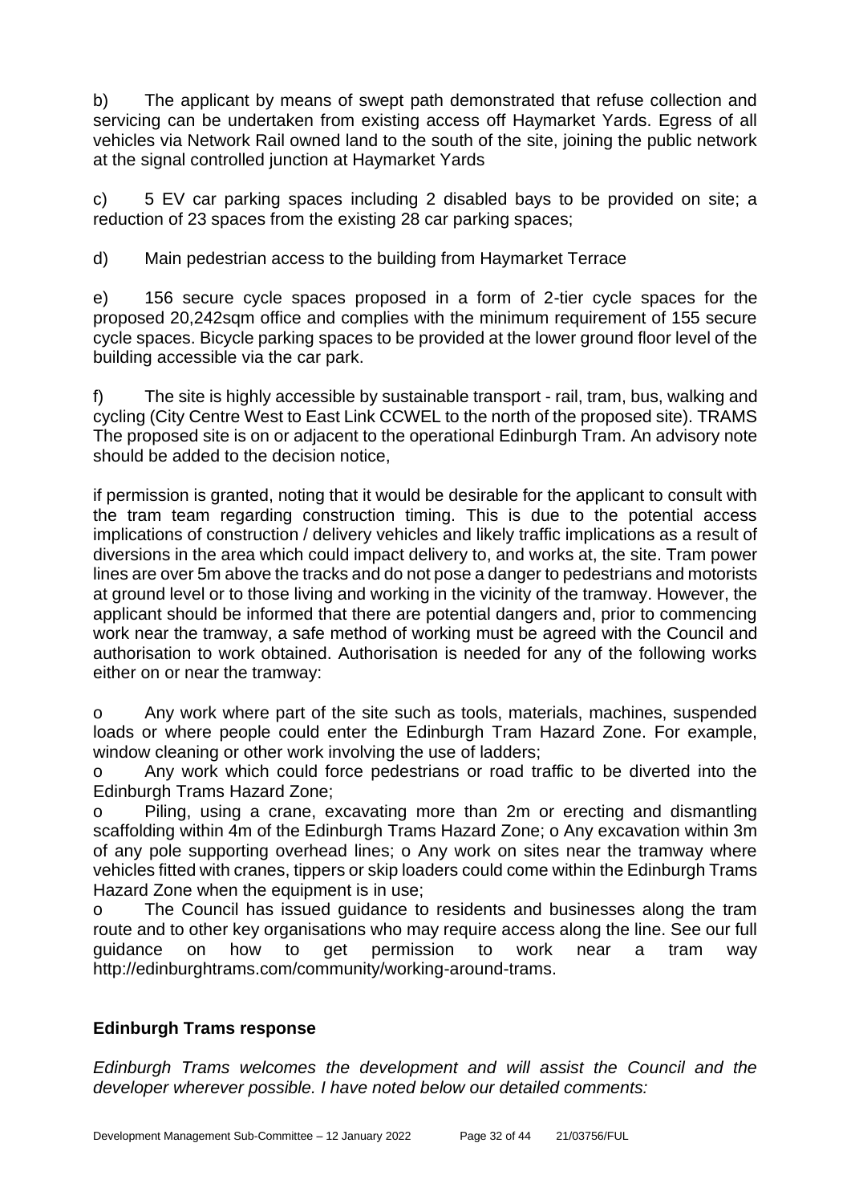b) The applicant by means of swept path demonstrated that refuse collection and servicing can be undertaken from existing access off Haymarket Yards. Egress of all vehicles via Network Rail owned land to the south of the site, joining the public network at the signal controlled junction at Haymarket Yards

c) 5 EV car parking spaces including 2 disabled bays to be provided on site; a reduction of 23 spaces from the existing 28 car parking spaces;

d) Main pedestrian access to the building from Haymarket Terrace

e) 156 secure cycle spaces proposed in a form of 2-tier cycle spaces for the proposed 20,242sqm office and complies with the minimum requirement of 155 secure cycle spaces. Bicycle parking spaces to be provided at the lower ground floor level of the building accessible via the car park.

f) The site is highly accessible by sustainable transport - rail, tram, bus, walking and cycling (City Centre West to East Link CCWEL to the north of the proposed site). TRAMS The proposed site is on or adjacent to the operational Edinburgh Tram. An advisory note should be added to the decision notice,

if permission is granted, noting that it would be desirable for the applicant to consult with the tram team regarding construction timing. This is due to the potential access implications of construction / delivery vehicles and likely traffic implications as a result of diversions in the area which could impact delivery to, and works at, the site. Tram power lines are over 5m above the tracks and do not pose a danger to pedestrians and motorists at ground level or to those living and working in the vicinity of the tramway. However, the applicant should be informed that there are potential dangers and, prior to commencing work near the tramway, a safe method of working must be agreed with the Council and authorisation to work obtained. Authorisation is needed for any of the following works either on or near the tramway:

o Any work where part of the site such as tools, materials, machines, suspended loads or where people could enter the Edinburgh Tram Hazard Zone. For example, window cleaning or other work involving the use of ladders;

o Any work which could force pedestrians or road traffic to be diverted into the Edinburgh Trams Hazard Zone;

o Piling, using a crane, excavating more than 2m or erecting and dismantling scaffolding within 4m of the Edinburgh Trams Hazard Zone; o Any excavation within 3m of any pole supporting overhead lines; o Any work on sites near the tramway where vehicles fitted with cranes, tippers or skip loaders could come within the Edinburgh Trams Hazard Zone when the equipment is in use;

o The Council has issued guidance to residents and businesses along the tram route and to other key organisations who may require access along the line. See our full guidance on how to get permission to work near a tram way http://edinburghtrams.com/community/working-around-trams.

**Edinburgh Trams response**

*Edinburgh Trams welcomes the development and will assist the Council and the developer wherever possible. I have noted below our detailed comments:*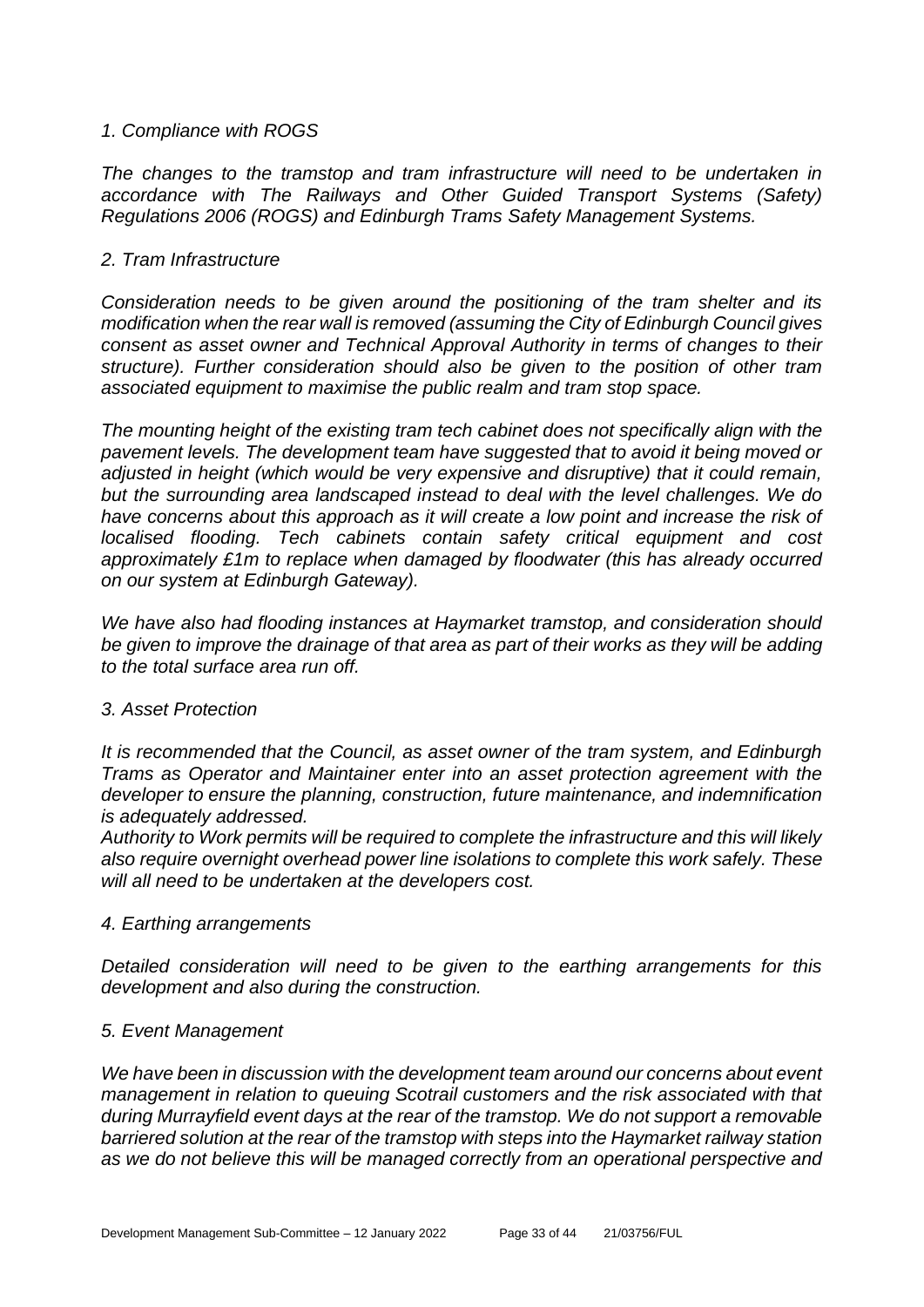*1. Compliance with ROGS*

*The changes to the tramstop and tram infrastructure will need to be undertaken in accordance with The Railways and Other Guided Transport Systems (Safety) Regulations 2006 (ROGS) and Edinburgh Trams Safety Management Systems.*

*2. Tram Infrastructure*

*Consideration needs to be given around the positioning of the tram shelter and its modification when the rear wall is removed (assuming the City of Edinburgh Council gives consent as asset owner and Technical Approval Authority in terms of changes to their structure). Further consideration should also be given to the position of other tram associated equipment to maximise the public realm and tram stop space.*

*The mounting height of the existing tram tech cabinet does not specifically align with the pavement levels. The development team have suggested that to avoid it being moved or adjusted in height (which would be very expensive and disruptive) that it could remain, but the surrounding area landscaped instead to deal with the level challenges. We do have concerns about this approach as it will create a low point and increase the risk of localised flooding. Tech cabinets contain safety critical equipment and cost approximately £1m to replace when damaged by floodwater (this has already occurred on our system at Edinburgh Gateway).*

*We have also had flooding instances at Haymarket tramstop, and consideration should be given to improve the drainage of that area as part of their works as they will be adding to the total surface area run off.*

*3. Asset Protection*

*It is recommended that the Council, as asset owner of the tram system, and Edinburgh Trams as Operator and Maintainer enter into an asset protection agreement with the developer to ensure the planning, construction, future maintenance, and indemnification is adequately addressed.*

*Authority to Work permits will be required to complete the infrastructure and this will likely also require overnight overhead power line isolations to complete this work safely. These will all need to be undertaken at the developers cost.*

*4. Earthing arrangements*

*Detailed consideration will need to be given to the earthing arrangements for this development and also during the construction.*

*5. Event Management*

*We have been in discussion with the development team around our concerns about event management in relation to queuing Scotrail customers and the risk associated with that during Murrayfield event days at the rear of the tramstop. We do not support a removable barriered solution at the rear of the tramstop with steps into the Haymarket railway station as we do not believe this will be managed correctly from an operational perspective and*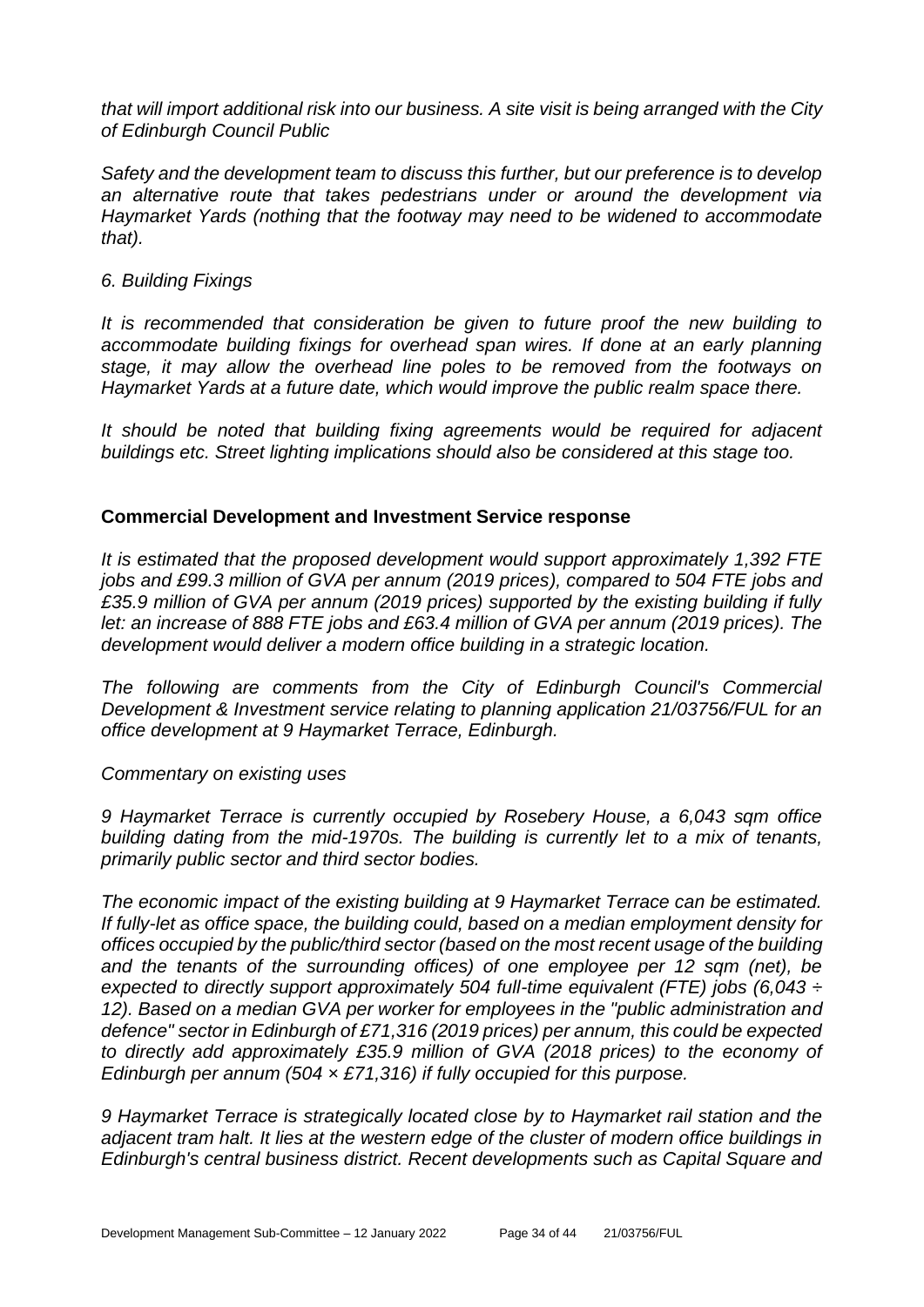*that will import additional risk into our business. A site visit is being arranged with the City of Edinburgh Council Public*

*Safety and the development team to discuss this further, but our preference is to develop an alternative route that takes pedestrians under or around the development via Haymarket Yards (nothing that the footway may need to be widened to accommodate that).*

*6. Building Fixings*

*It is recommended that consideration be given to future proof the new building to accommodate building fixings for overhead span wires. If done at an early planning stage, it may allow the overhead line poles to be removed from the footways on Haymarket Yards at a future date, which would improve the public realm space there.*

*It should be noted that building fixing agreements would be required for adjacent buildings etc. Street lighting implications should also be considered at this stage too.*

**Commercial Development and Investment Service response**

*It is estimated that the proposed development would support approximately 1,392 FTE jobs and £99.3 million of GVA per annum (2019 prices), compared to 504 FTE jobs and £35.9 million of GVA per annum (2019 prices) supported by the existing building if fully let: an increase of 888 FTE jobs and £63.4 million of GVA per annum (2019 prices). The development would deliver a modern office building in a strategic location.*

*The following are comments from the City of Edinburgh Council's Commercial Development & Investment service relating to planning application 21/03756/FUL for an office development at 9 Haymarket Terrace, Edinburgh.*

*Commentary on existing uses*

*9 Haymarket Terrace is currently occupied by Rosebery House, a 6,043 sqm office building dating from the mid-1970s. The building is currently let to a mix of tenants, primarily public sector and third sector bodies.*

*The economic impact of the existing building at 9 Haymarket Terrace can be estimated. If fully-let as office space, the building could, based on a median employment density for offices occupied by the public/third sector (based on the most recent usage of the building and the tenants of the surrounding offices) of one employee per 12 sqm (net), be expected to directly support approximately 504 full-time equivalent (FTE) jobs (6,043 ÷ 12). Based on a median GVA per worker for employees in the "public administration and defence" sector in Edinburgh of £71,316 (2019 prices) per annum, this could be expected to directly add approximately £35.9 million of GVA (2018 prices) to the economy of Edinburgh per annum (504 × £71,316) if fully occupied for this purpose.*

*9 Haymarket Terrace is strategically located close by to Haymarket rail station and the adjacent tram halt. It lies at the western edge of the cluster of modern office buildings in Edinburgh's central business district. Recent developments such as Capital Square and*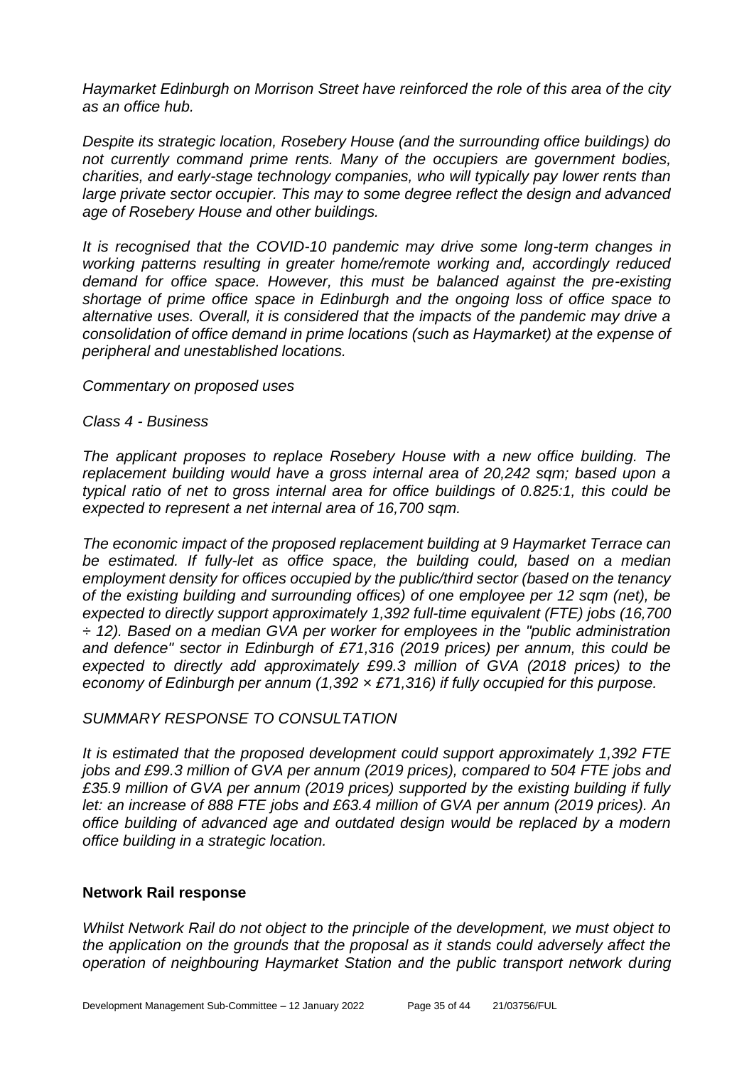*Haymarket Edinburgh on Morrison Street have reinforced the role of this area of the city as an office hub.*

*Despite its strategic location, Rosebery House (and the surrounding office buildings) do not currently command prime rents. Many of the occupiers are government bodies, charities, and early-stage technology companies, who will typically pay lower rents than large private sector occupier. This may to some degree reflect the design and advanced age of Rosebery House and other buildings.*

*It is recognised that the COVID-10 pandemic may drive some long-term changes in working patterns resulting in greater home/remote working and, accordingly reduced demand for office space. However, this must be balanced against the pre-existing shortage of prime office space in Edinburgh and the ongoing loss of office space to alternative uses. Overall, it is considered that the impacts of the pandemic may drive a consolidation of office demand in prime locations (such as Haymarket) at the expense of peripheral and unestablished locations.*

*Commentary on proposed uses*

*Class 4 - Business*

*The applicant proposes to replace Rosebery House with a new office building. The replacement building would have a gross internal area of 20,242 sqm; based upon a typical ratio of net to gross internal area for office buildings of 0.825:1, this could be expected to represent a net internal area of 16,700 sqm.*

*The economic impact of the proposed replacement building at 9 Haymarket Terrace can be estimated. If fully-let as office space, the building could, based on a median employment density for offices occupied by the public/third sector (based on the tenancy of the existing building and surrounding offices) of one employee per 12 sqm (net), be expected to directly support approximately 1,392 full-time equivalent (FTE) jobs (16,700 ÷ 12). Based on a median GVA per worker for employees in the "public administration and defence" sector in Edinburgh of £71,316 (2019 prices) per annum, this could be expected to directly add approximately £99.3 million of GVA (2018 prices) to the economy of Edinburgh per annum (1,392 × £71,316) if fully occupied for this purpose.*

*SUMMARY RESPONSE TO CONSULTATION*

*It is estimated that the proposed development could support approximately 1,392 FTE jobs and £99.3 million of GVA per annum (2019 prices), compared to 504 FTE jobs and £35.9 million of GVA per annum (2019 prices) supported by the existing building if fully let: an increase of 888 FTE jobs and £63.4 million of GVA per annum (2019 prices). An office building of advanced age and outdated design would be replaced by a modern office building in a strategic location.*

**Network Rail response**

*Whilst Network Rail do not object to the principle of the development, we must object to the application on the grounds that the proposal as it stands could adversely affect the operation of neighbouring Haymarket Station and the public transport network during*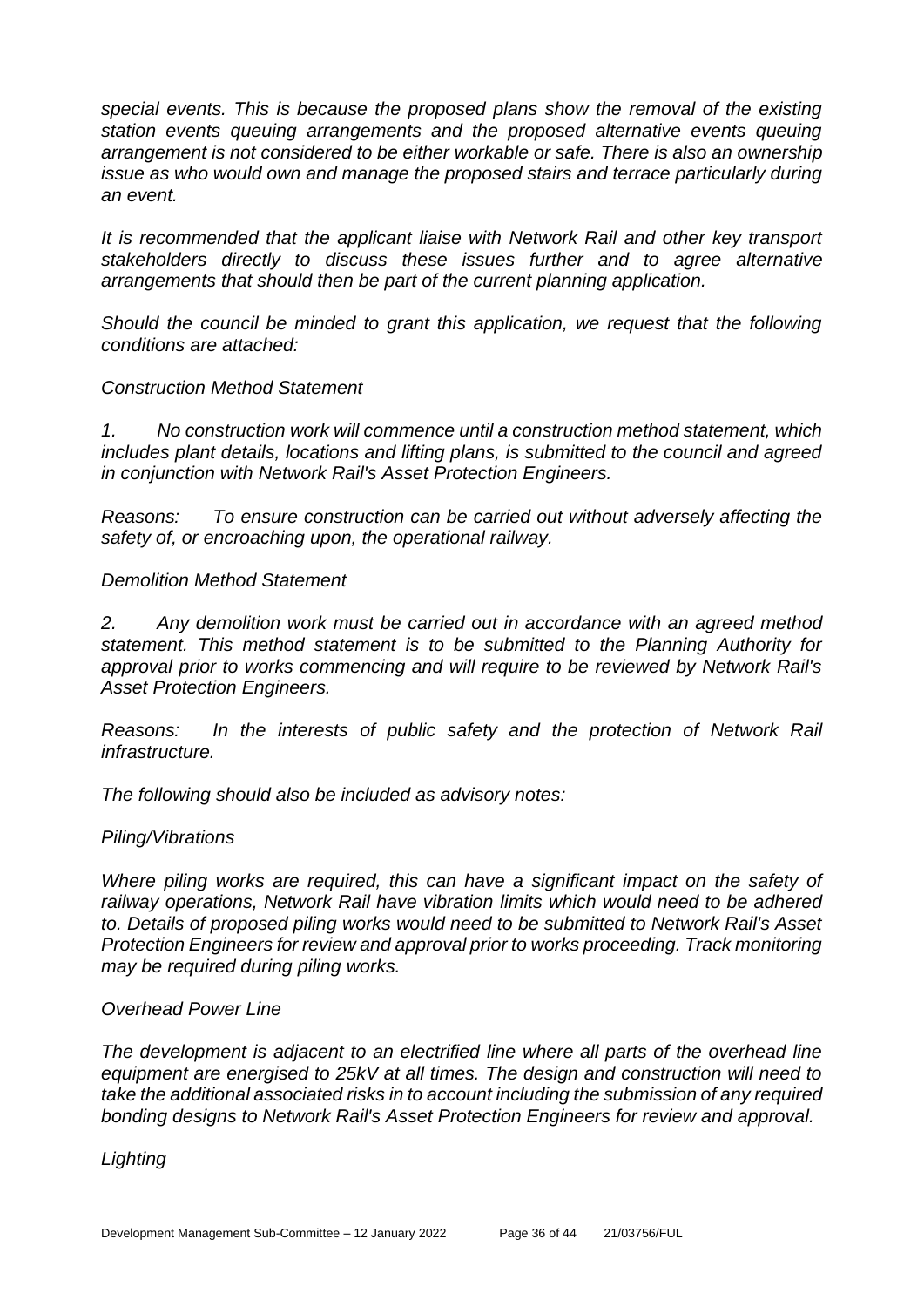*special events. This is because the proposed plans show the removal of the existing station events queuing arrangements and the proposed alternative events queuing arrangement is not considered to be either workable or safe. There is also an ownership issue as who would own and manage the proposed stairs and terrace particularly during an event.*

*It is recommended that the applicant liaise with Network Rail and other key transport stakeholders directly to discuss these issues further and to agree alternative arrangements that should then be part of the current planning application.*

*Should the council be minded to grant this application, we request that the following conditions are attached:*

*Construction Method Statement*

*1. No construction work will commence until a construction method statement, which includes plant details, locations and lifting plans, is submitted to the council and agreed in conjunction with Network Rail's Asset Protection Engineers.*

*Reasons: To ensure construction can be carried out without adversely affecting the safety of, or encroaching upon, the operational railway.*

*Demolition Method Statement*

*2. Any demolition work must be carried out in accordance with an agreed method statement. This method statement is to be submitted to the Planning Authority for approval prior to works commencing and will require to be reviewed by Network Rail's Asset Protection Engineers.*

*Reasons: In the interests of public safety and the protection of Network Rail infrastructure.*

*The following should also be included as advisory notes:*

*Piling/Vibrations*

*Where piling works are required, this can have a significant impact on the safety of railway operations, Network Rail have vibration limits which would need to be adhered to. Details of proposed piling works would need to be submitted to Network Rail's Asset Protection Engineers for review and approval prior to works proceeding. Track monitoring may be required during piling works.*

*Overhead Power Line*

*The development is adjacent to an electrified line where all parts of the overhead line equipment are energised to 25kV at all times. The design and construction will need to take the additional associated risks in to account including the submission of any required bonding designs to Network Rail's Asset Protection Engineers for review and approval.*

*Lighting*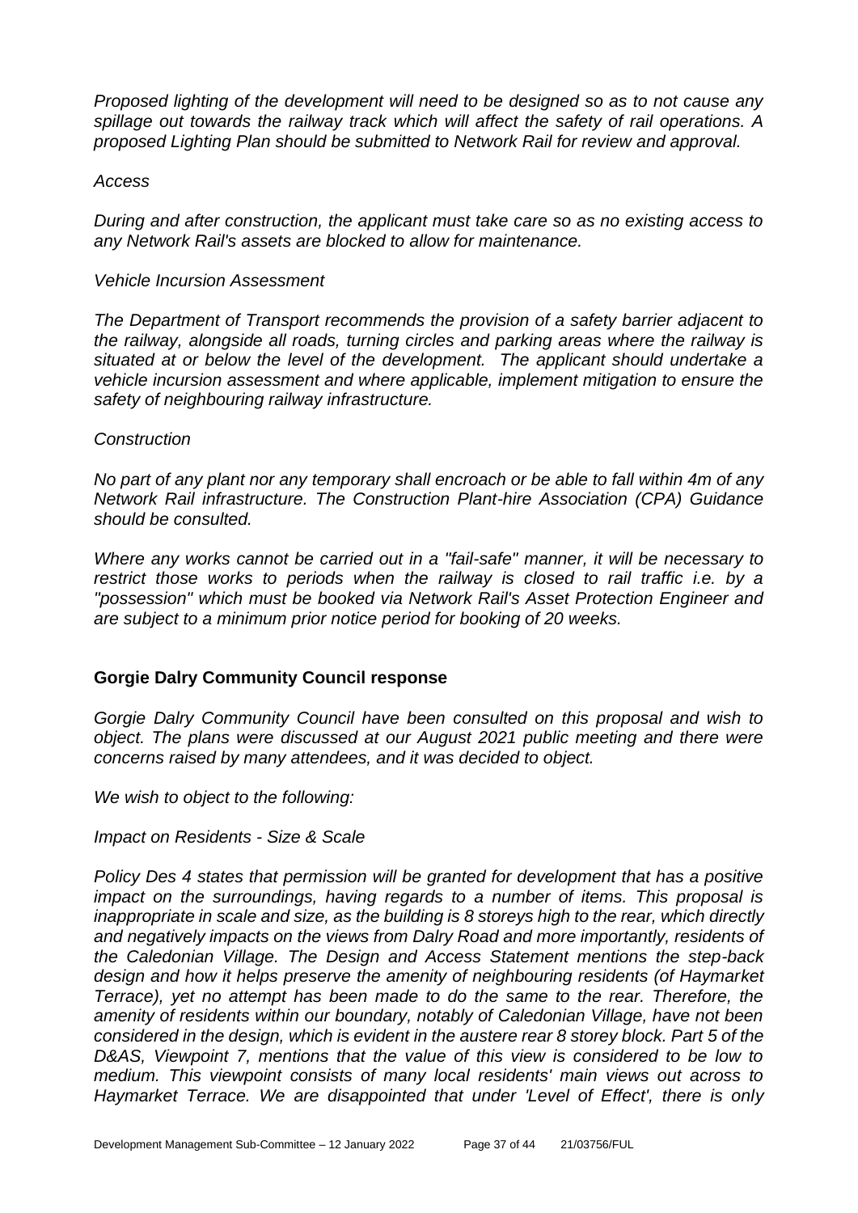*Proposed lighting of the development will need to be designed so as to not cause any spillage out towards the railway track which will affect the safety of rail operations. A proposed Lighting Plan should be submitted to Network Rail for review and approval.*

*Access*

*During and after construction, the applicant must take care so as no existing access to any Network Rail's assets are blocked to allow for maintenance.*

*Vehicle Incursion Assessment*

*The Department of Transport recommends the provision of a safety barrier adjacent to the railway, alongside all roads, turning circles and parking areas where the railway is situated at or below the level of the development. The applicant should undertake a vehicle incursion assessment and where applicable, implement mitigation to ensure the safety of neighbouring railway infrastructure.*

*Construction*

*No part of any plant nor any temporary shall encroach or be able to fall within 4m of any Network Rail infrastructure. The Construction Plant-hire Association (CPA) Guidance should be consulted.*

*Where any works cannot be carried out in a "fail-safe" manner, it will be necessary to restrict those works to periods when the railway is closed to rail traffic i.e. by a "possession" which must be booked via Network Rail's Asset Protection Engineer and are subject to a minimum prior notice period for booking of 20 weeks.*

**Gorgie Dalry Community Council response**

*Gorgie Dalry Community Council have been consulted on this proposal and wish to object. The plans were discussed at our August 2021 public meeting and there were concerns raised by many attendees, and it was decided to object.*

*We wish to object to the following:*

*Impact on Residents - Size & Scale*

*Policy Des 4 states that permission will be granted for development that has a positive impact on the surroundings, having regards to a number of items. This proposal is inappropriate in scale and size, as the building is 8 storeys high to the rear, which directly and negatively impacts on the views from Dalry Road and more importantly, residents of the Caledonian Village. The Design and Access Statement mentions the step-back design and how it helps preserve the amenity of neighbouring residents (of Haymarket Terrace), yet no attempt has been made to do the same to the rear. Therefore, the amenity of residents within our boundary, notably of Caledonian Village, have not been considered in the design, which is evident in the austere rear 8 storey block. Part 5 of the D&AS, Viewpoint 7, mentions that the value of this view is considered to be low to medium. This viewpoint consists of many local residents' main views out across to Haymarket Terrace. We are disappointed that under 'Level of Effect', there is only*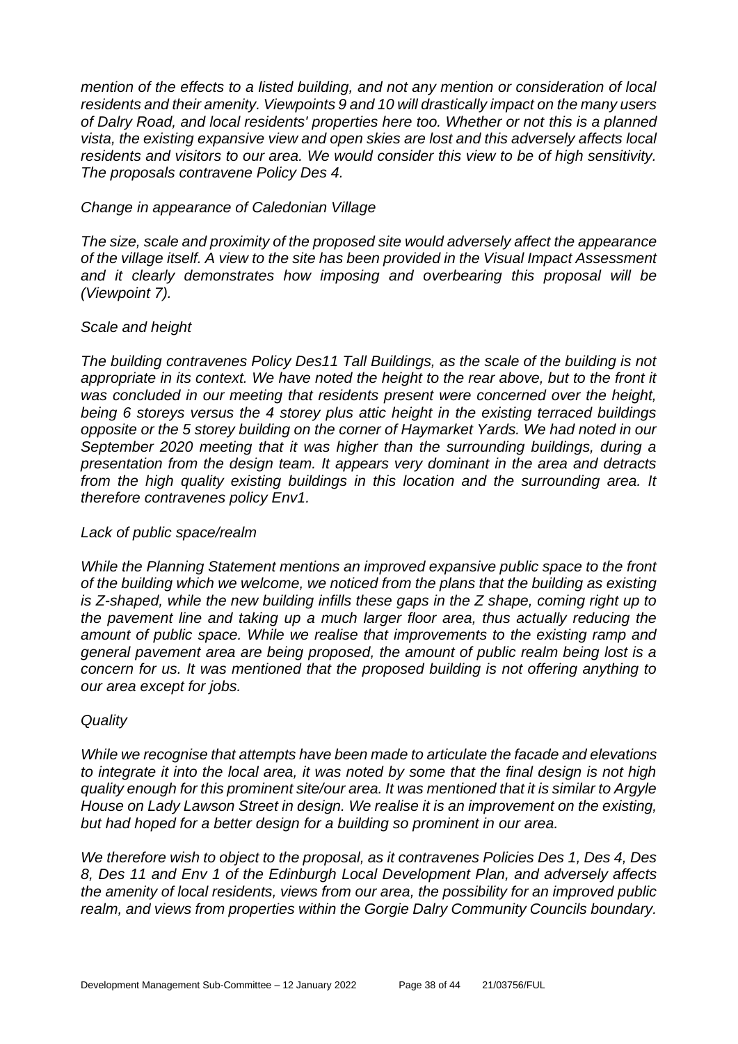*mention of the effects to a listed building, and not any mention or consideration of local residents and their amenity. Viewpoints 9 and 10 will drastically impact on the many users of Dalry Road, and local residents' properties here too. Whether or not this is a planned vista, the existing expansive view and open skies are lost and this adversely affects local residents and visitors to our area. We would consider this view to be of high sensitivity. The proposals contravene Policy Des 4.*

*Change in appearance of Caledonian Village*

*The size, scale and proximity of the proposed site would adversely affect the appearance of the village itself. A view to the site has been provided in the Visual Impact Assessment and it clearly demonstrates how imposing and overbearing this proposal will be (Viewpoint 7).*

*Scale and height*

*The building contravenes Policy Des11 Tall Buildings, as the scale of the building is not appropriate in its context. We have noted the height to the rear above, but to the front it was concluded in our meeting that residents present were concerned over the height, being 6 storeys versus the 4 storey plus attic height in the existing terraced buildings opposite or the 5 storey building on the corner of Haymarket Yards. We had noted in our September 2020 meeting that it was higher than the surrounding buildings, during a presentation from the design team. It appears very dominant in the area and detracts from the high quality existing buildings in this location and the surrounding area. It therefore contravenes policy Env1.*

*Lack of public space/realm*

*While the Planning Statement mentions an improved expansive public space to the front of the building which we welcome, we noticed from the plans that the building as existing is Z-shaped, while the new building infills these gaps in the Z shape, coming right up to the pavement line and taking up a much larger floor area, thus actually reducing the amount of public space. While we realise that improvements to the existing ramp and general pavement area are being proposed, the amount of public realm being lost is a concern for us. It was mentioned that the proposed building is not offering anything to our area except for jobs.*

*Quality*

*While we recognise that attempts have been made to articulate the facade and elevations to integrate it into the local area, it was noted by some that the final design is not high quality enough for this prominent site/our area. It was mentioned that it is similar to Argyle House on Lady Lawson Street in design. We realise it is an improvement on the existing, but had hoped for a better design for a building so prominent in our area.*

*We therefore wish to object to the proposal, as it contravenes Policies Des 1, Des 4, Des 8, Des 11 and Env 1 of the Edinburgh Local Development Plan, and adversely affects the amenity of local residents, views from our area, the possibility for an improved public realm, and views from properties within the Gorgie Dalry Community Councils boundary.*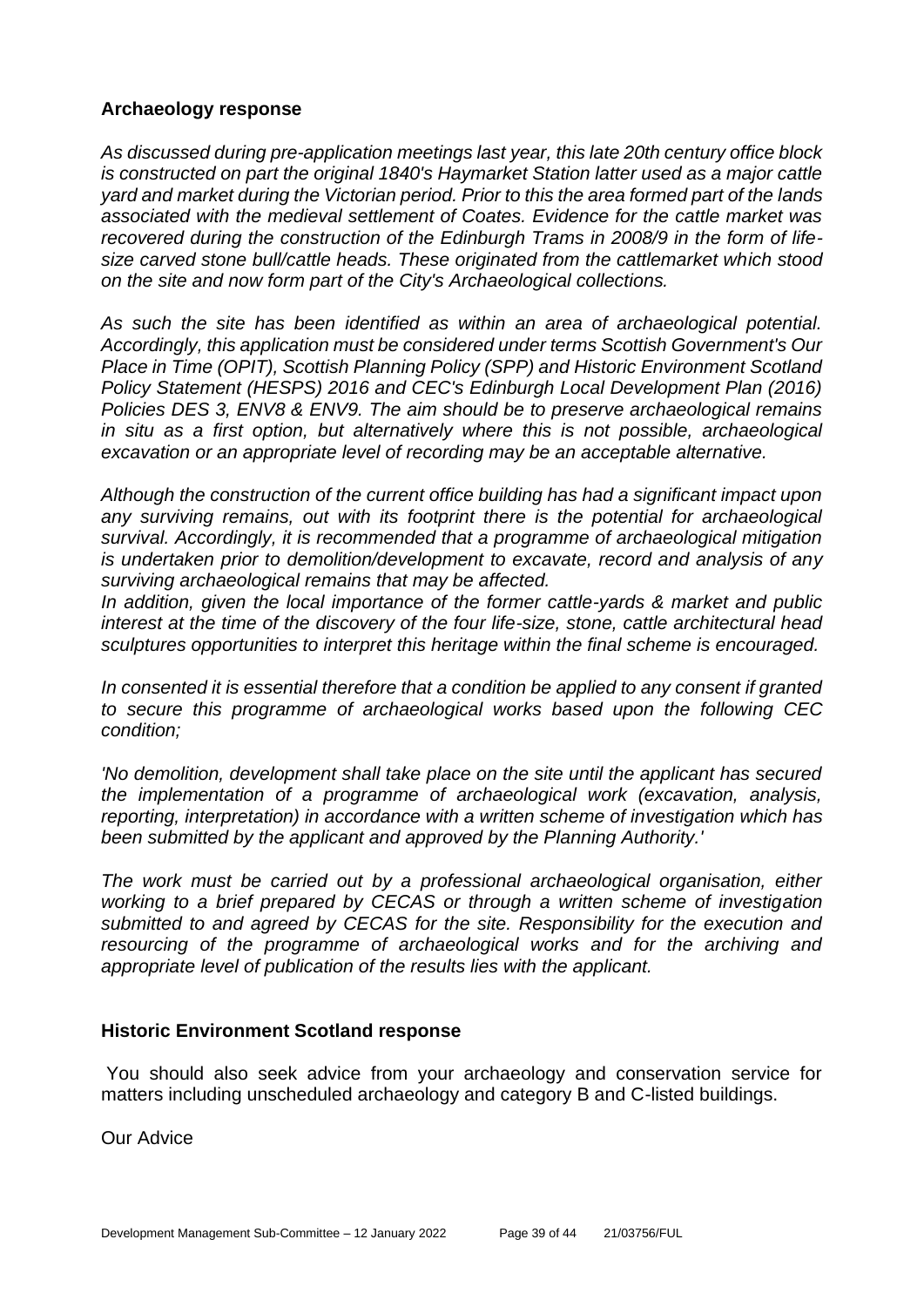**Archaeology response**

*As discussed during pre-application meetings last year, this late 20th century office block is constructed on part the original 1840's Haymarket Station latter used as a major cattle yard and market during the Victorian period. Prior to this the area formed part of the lands associated with the medieval settlement of Coates. Evidence for the cattle market was recovered during the construction of the Edinburgh Trams in 2008/9 in the form of life-size carved stone bull/cattle heads. These originated from the cattlemarket which stood on the site and now form part of the City's Archaeological collections.*

*As such the site has been identified as within an area of archaeological potential. Accordingly, this application must be considered under terms Scottish Government's Our Place in Time (OPIT), Scottish Planning Policy (SPP) and Historic Environment Scotland Policy Statement (HESPS) 2016 and CEC's Edinburgh Local Development Plan (2016) Policies DES 3, ENV8 & ENV9. The aim should be to preserve archaeological remains in situ as a first option, but alternatively where this is not possible, archaeological excavation or an appropriate level of recording may be an acceptable alternative.*

*Although the construction of the current office building has had a significant impact upon any surviving remains, out with its footprint there is the potential for archaeological survival. Accordingly, it is recommended that a programme of archaeological mitigation is undertaken prior to demolition/development to excavate, record and analysis of any surviving archaeological remains that may be affected.*
*In addition, given the local importance of the former cattle-yards & market and public interest at the time of the discovery of the four life-size, stone, cattle architectural head sculptures opportunities to interpret this heritage within the final scheme is encouraged.*

*In consented it is essential therefore that a condition be applied to any consent if granted to secure this programme of archaeological works based upon the following CEC condition;*

*'No demolition, development shall take place on the site until the applicant has secured the implementation of a programme of archaeological work (excavation, analysis, reporting, interpretation) in accordance with a written scheme of investigation which has been submitted by the applicant and approved by the Planning Authority.'*

*The work must be carried out by a professional archaeological organisation, either working to a brief prepared by CECAS or through a written scheme of investigation submitted to and agreed by CECAS for the site. Responsibility for the execution and resourcing of the programme of archaeological works and for the archiving and appropriate level of publication of the results lies with the applicant.*

**Historic Environment Scotland response**

You should also seek advice from your archaeology and conservation service for matters including unscheduled archaeology and category B and C-listed buildings.

Our Advice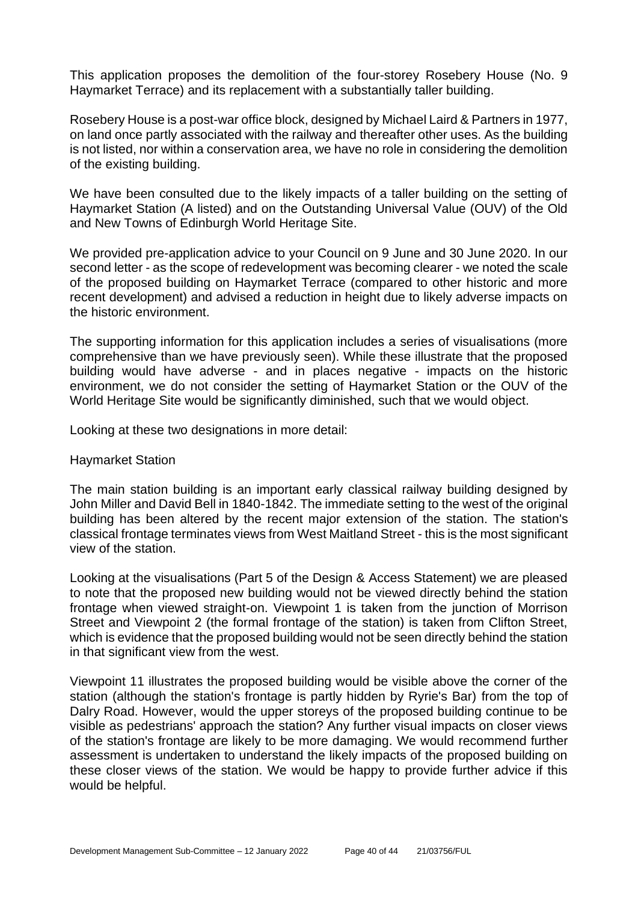This application proposes the demolition of the four-storey Rosebery House (No. 9 Haymarket Terrace) and its replacement with a substantially taller building.

Rosebery House is a post-war office block, designed by Michael Laird & Partners in 1977, on land once partly associated with the railway and thereafter other uses. As the building is not listed, nor within a conservation area, we have no role in considering the demolition of the existing building.

We have been consulted due to the likely impacts of a taller building on the setting of Haymarket Station (A listed) and on the Outstanding Universal Value (OUV) of the Old and New Towns of Edinburgh World Heritage Site.

We provided pre-application advice to your Council on 9 June and 30 June 2020. In our second letter - as the scope of redevelopment was becoming clearer - we noted the scale of the proposed building on Haymarket Terrace (compared to other historic and more recent development) and advised a reduction in height due to likely adverse impacts on the historic environment.

The supporting information for this application includes a series of visualisations (more comprehensive than we have previously seen). While these illustrate that the proposed building would have adverse - and in places negative - impacts on the historic environment, we do not consider the setting of Haymarket Station or the OUV of the World Heritage Site would be significantly diminished, such that we would object.

Looking at these two designations in more detail:

Haymarket Station

The main station building is an important early classical railway building designed by John Miller and David Bell in 1840-1842. The immediate setting to the west of the original building has been altered by the recent major extension of the station. The station's classical frontage terminates views from West Maitland Street - this is the most significant view of the station.

Looking at the visualisations (Part 5 of the Design & Access Statement) we are pleased to note that the proposed new building would not be viewed directly behind the station frontage when viewed straight-on. Viewpoint 1 is taken from the junction of Morrison Street and Viewpoint 2 (the formal frontage of the station) is taken from Clifton Street, which is evidence that the proposed building would not be seen directly behind the station in that significant view from the west.

Viewpoint 11 illustrates the proposed building would be visible above the corner of the station (although the station's frontage is partly hidden by Ryrie's Bar) from the top of Dalry Road. However, would the upper storeys of the proposed building continue to be visible as pedestrians' approach the station? Any further visual impacts on closer views of the station's frontage are likely to be more damaging. We would recommend further assessment is undertaken to understand the likely impacts of the proposed building on these closer views of the station. We would be happy to provide further advice if this would be helpful.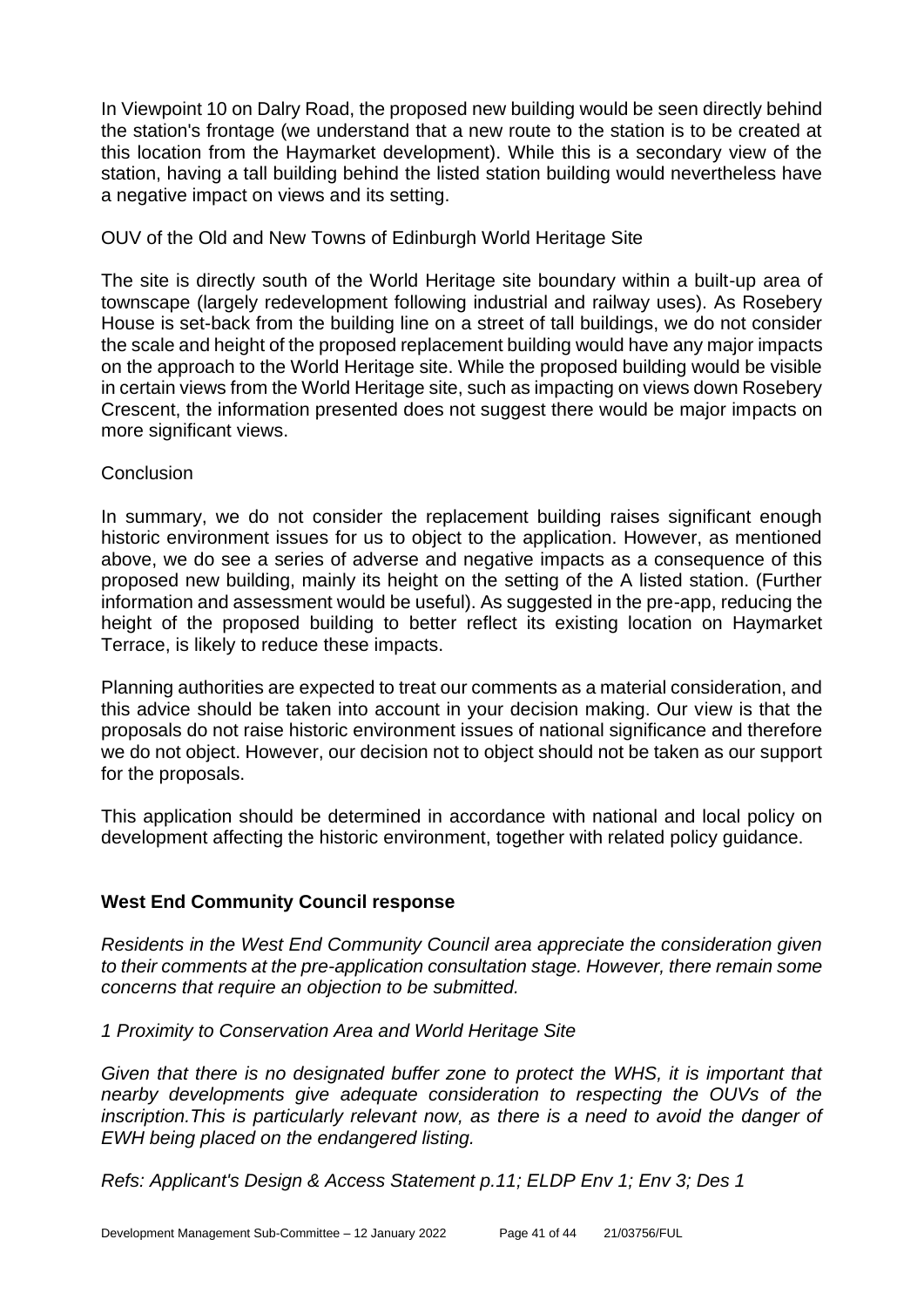In Viewpoint 10 on Dalry Road, the proposed new building would be seen directly behind the station's frontage (we understand that a new route to the station is to be created at this location from the Haymarket development). While this is a secondary view of the station, having a tall building behind the listed station building would nevertheless have a negative impact on views and its setting.

OUV of the Old and New Towns of Edinburgh World Heritage Site

The site is directly south of the World Heritage site boundary within a built-up area of townscape (largely redevelopment following industrial and railway uses). As Rosebery House is set-back from the building line on a street of tall buildings, we do not consider the scale and height of the proposed replacement building would have any major impacts on the approach to the World Heritage site. While the proposed building would be visible in certain views from the World Heritage site, such as impacting on views down Rosebery Crescent, the information presented does not suggest there would be major impacts on more significant views.

Conclusion

In summary, we do not consider the replacement building raises significant enough historic environment issues for us to object to the application. However, as mentioned above, we do see a series of adverse and negative impacts as a consequence of this proposed new building, mainly its height on the setting of the A listed station. (Further information and assessment would be useful). As suggested in the pre-app, reducing the height of the proposed building to better reflect its existing location on Haymarket Terrace, is likely to reduce these impacts.

Planning authorities are expected to treat our comments as a material consideration, and this advice should be taken into account in your decision making. Our view is that the proposals do not raise historic environment issues of national significance and therefore we do not object. However, our decision not to object should not be taken as our support for the proposals.

This application should be determined in accordance with national and local policy on development affecting the historic environment, together with related policy guidance.

**West End Community Council response**

*Residents in the West End Community Council area appreciate the consideration given to their comments at the pre-application consultation stage. However, there remain some concerns that require an objection to be submitted.*

*1 Proximity to Conservation Area and World Heritage Site*

*Given that there is no designated buffer zone to protect the WHS, it is important that nearby developments give adequate consideration to respecting the OUVs of the inscription.This is particularly relevant now, as there is a need to avoid the danger of EWH being placed on the endangered listing.*

*Refs: Applicant's Design & Access Statement p.11; ELDP Env 1; Env 3; Des 1*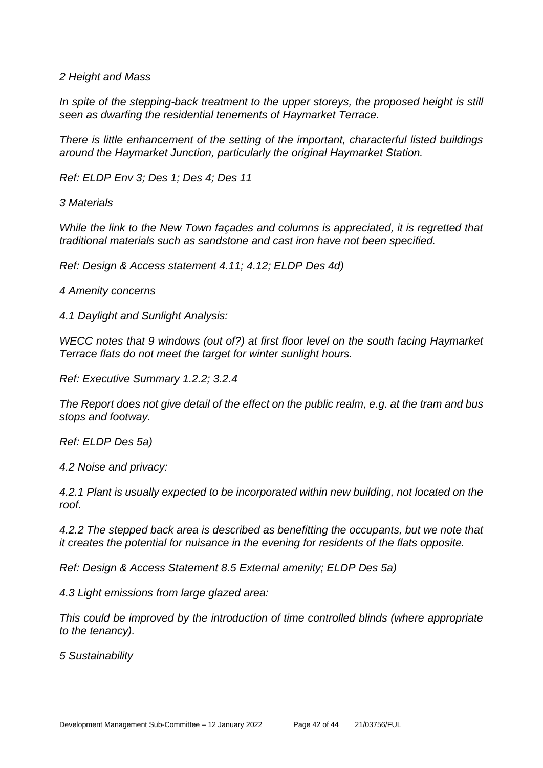*2 Height and Mass*

*In spite of the stepping-back treatment to the upper storeys, the proposed height is still seen as dwarfing the residential tenements of Haymarket Terrace.*

*There is little enhancement of the setting of the important, characterful listed buildings around the Haymarket Junction, particularly the original Haymarket Station.*

*Ref: ELDP Env 3; Des 1; Des 4; Des 11*

*3 Materials*

*While the link to the New Town façades and columns is appreciated, it is regretted that traditional materials such as sandstone and cast iron have not been specified.*

*Ref: Design & Access statement 4.11; 4.12; ELDP Des 4d)*

*4 Amenity concerns*

*4.1 Daylight and Sunlight Analysis:*

*WECC notes that 9 windows (out of?) at first floor level on the south facing Haymarket Terrace flats do not meet the target for winter sunlight hours.*

*Ref: Executive Summary 1.2.2; 3.2.4*

*The Report does not give detail of the effect on the public realm, e.g. at the tram and bus stops and footway.*

*Ref: ELDP Des 5a)*

*4.2 Noise and privacy:*

*4.2.1 Plant is usually expected to be incorporated within new building, not located on the roof.*

*4.2.2 The stepped back area is described as benefitting the occupants, but we note that it creates the potential for nuisance in the evening for residents of the flats opposite.*

*Ref: Design & Access Statement 8.5 External amenity; ELDP Des 5a)*

*4.3 Light emissions from large glazed area:*

*This could be improved by the introduction of time controlled blinds (where appropriate to the tenancy).*

*5 Sustainability*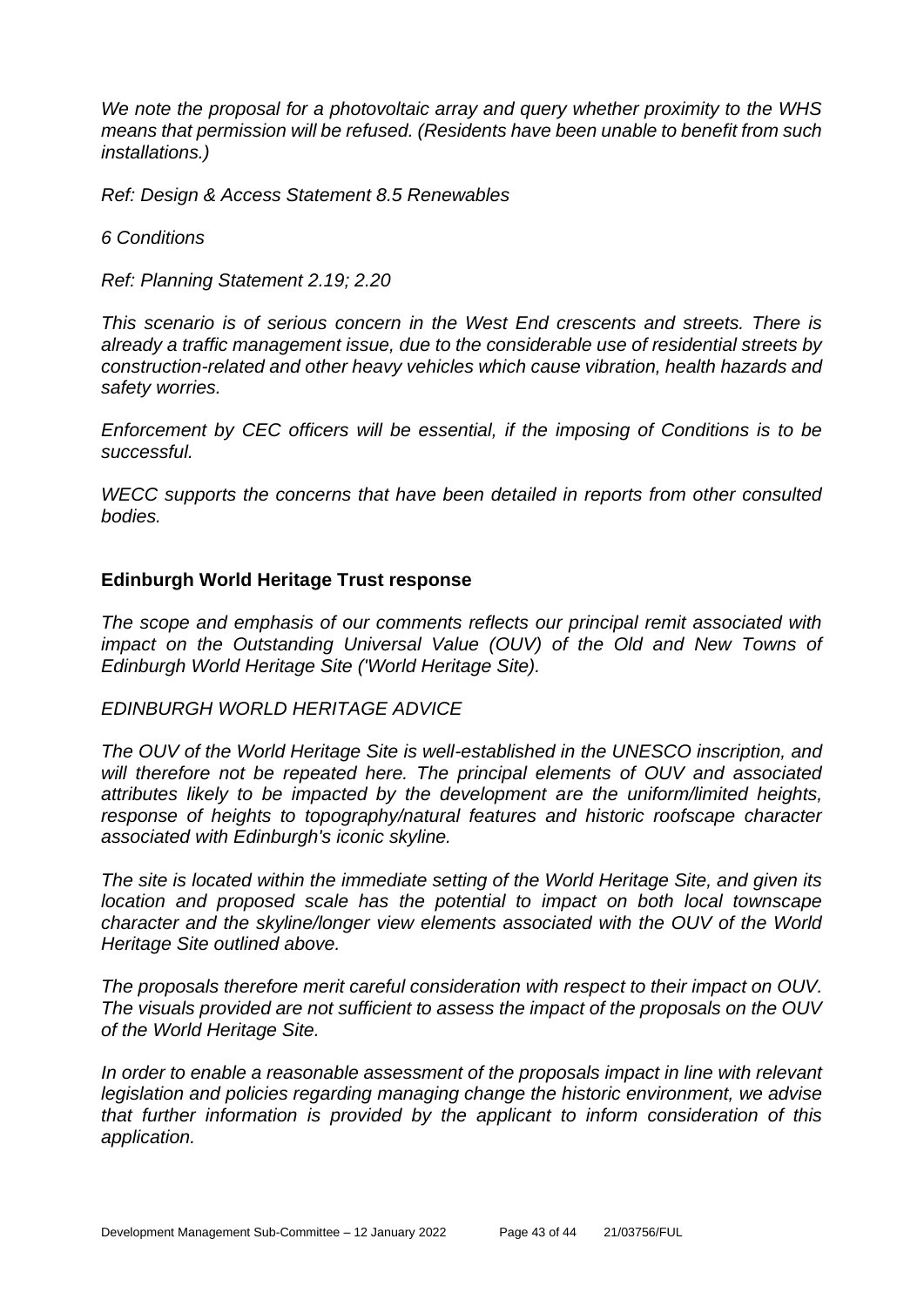*We note the proposal for a photovoltaic array and query whether proximity to the WHS means that permission will be refused. (Residents have been unable to benefit from such installations.)*

*Ref: Design & Access Statement 8.5 Renewables*

*6 Conditions*

*Ref: Planning Statement 2.19; 2.20*

*This scenario is of serious concern in the West End crescents and streets. There is already a traffic management issue, due to the considerable use of residential streets by construction-related and other heavy vehicles which cause vibration, health hazards and safety worries.*

*Enforcement by CEC officers will be essential, if the imposing of Conditions is to be successful.*

*WECC supports the concerns that have been detailed in reports from other consulted bodies.*

**Edinburgh World Heritage Trust response**

*The scope and emphasis of our comments reflects our principal remit associated with impact on the Outstanding Universal Value (OUV) of the Old and New Towns of Edinburgh World Heritage Site ('World Heritage Site).*

*EDINBURGH WORLD HERITAGE ADVICE*

*The OUV of the World Heritage Site is well-established in the UNESCO inscription, and will therefore not be repeated here. The principal elements of OUV and associated attributes likely to be impacted by the development are the uniform/limited heights, response of heights to topography/natural features and historic roofscape character associated with Edinburgh's iconic skyline.*

*The site is located within the immediate setting of the World Heritage Site, and given its location and proposed scale has the potential to impact on both local townscape character and the skyline/longer view elements associated with the OUV of the World Heritage Site outlined above.*

*The proposals therefore merit careful consideration with respect to their impact on OUV. The visuals provided are not sufficient to assess the impact of the proposals on the OUV of the World Heritage Site.*

*In order to enable a reasonable assessment of the proposals impact in line with relevant legislation and policies regarding managing change the historic environment, we advise that further information is provided by the applicant to inform consideration of this application.*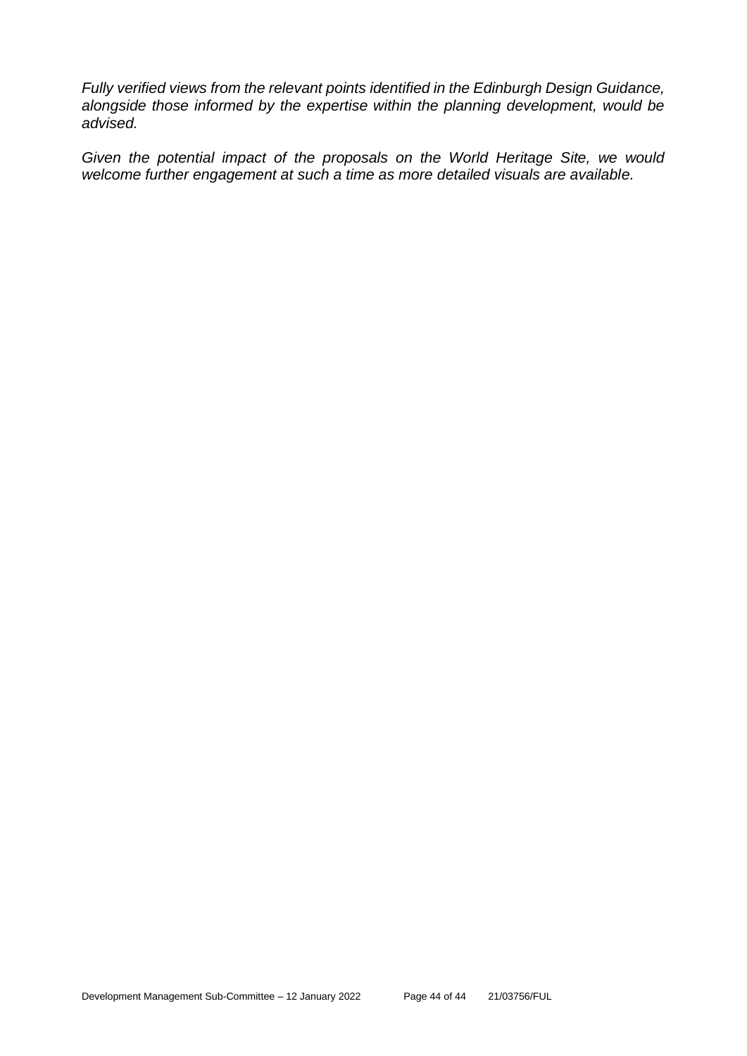*Fully verified views from the relevant points identified in the Edinburgh Design Guidance, alongside those informed by the expertise within the planning development, would be advised.*

*Given the potential impact of the proposals on the World Heritage Site, we would welcome further engagement at such a time as more detailed visuals are available.*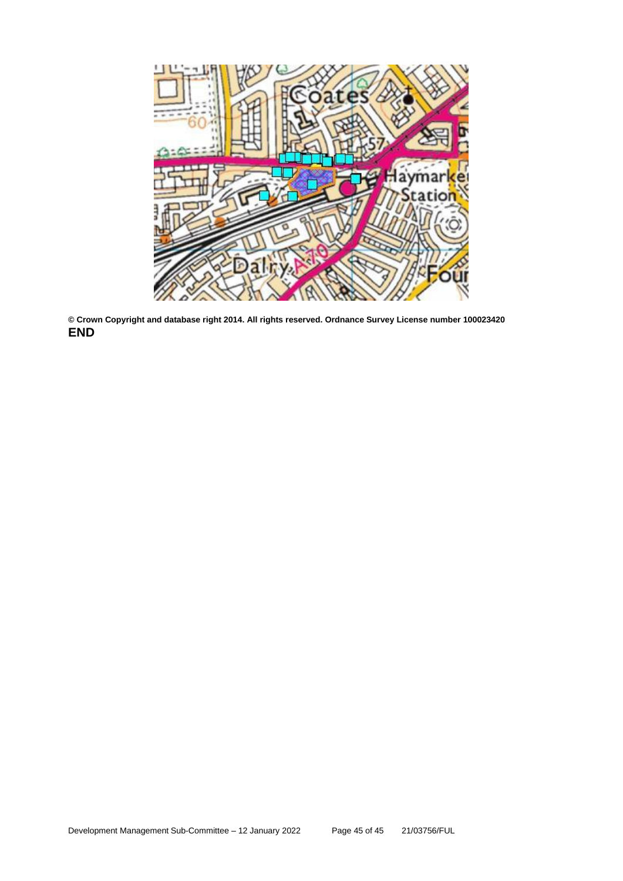**© Crown Copyright and database right 2014. All rights reserved. Ordnance Survey License number 100023420**

**END**